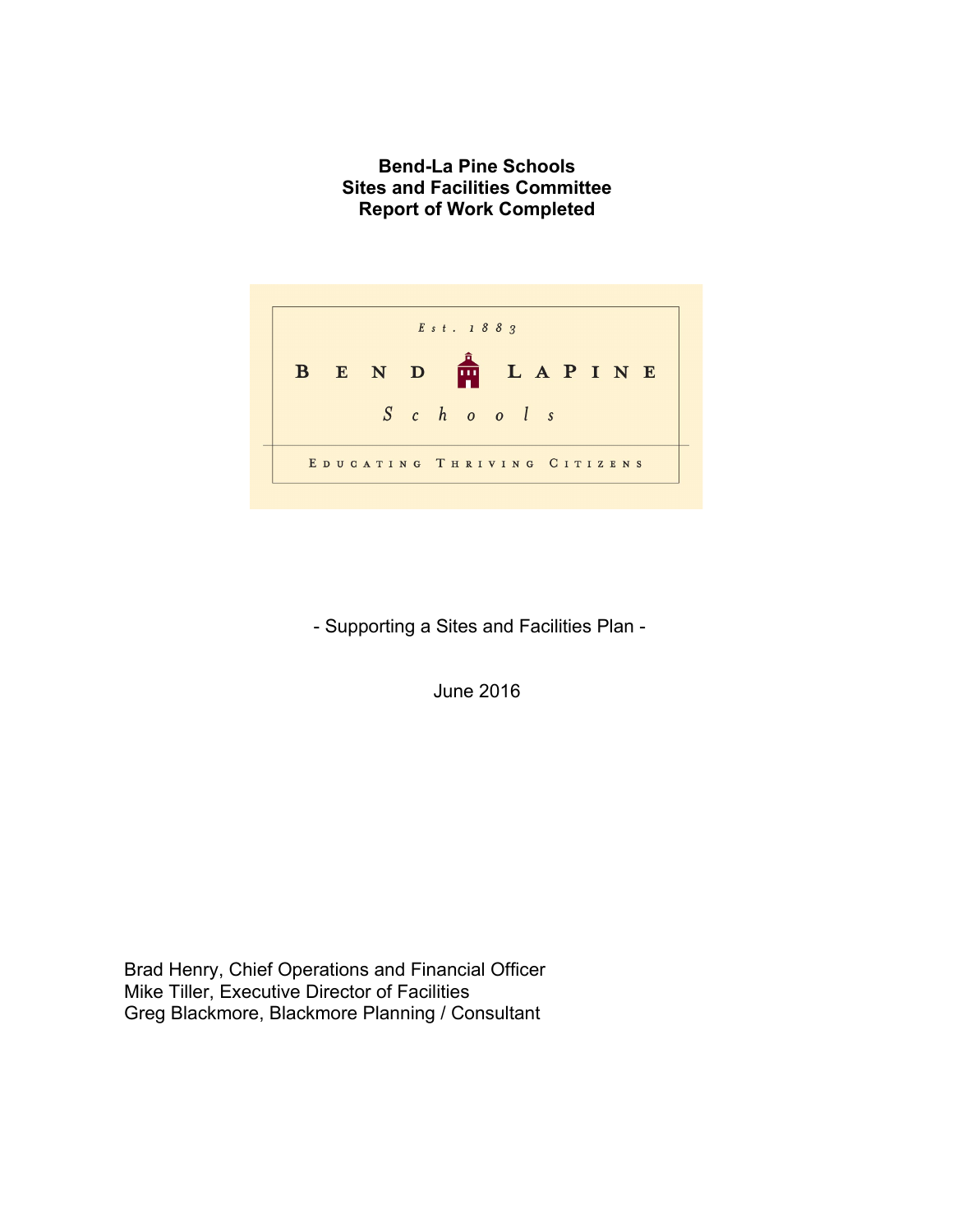# Bend-La Pine Schools
# Sites and Facilities Committee
# Report of Work Completed

Est. 1883

BEND LAPINE

Schools

EDUCATING THRIVING CITIZENS

- Supporting a Sites and Facilities Plan -

June 2016

Brad Henry, Chief Operations and Financial Officer
Mike Tiller, Executive Director of Facilities
Greg Blackmore, Blackmore Planning / Consultant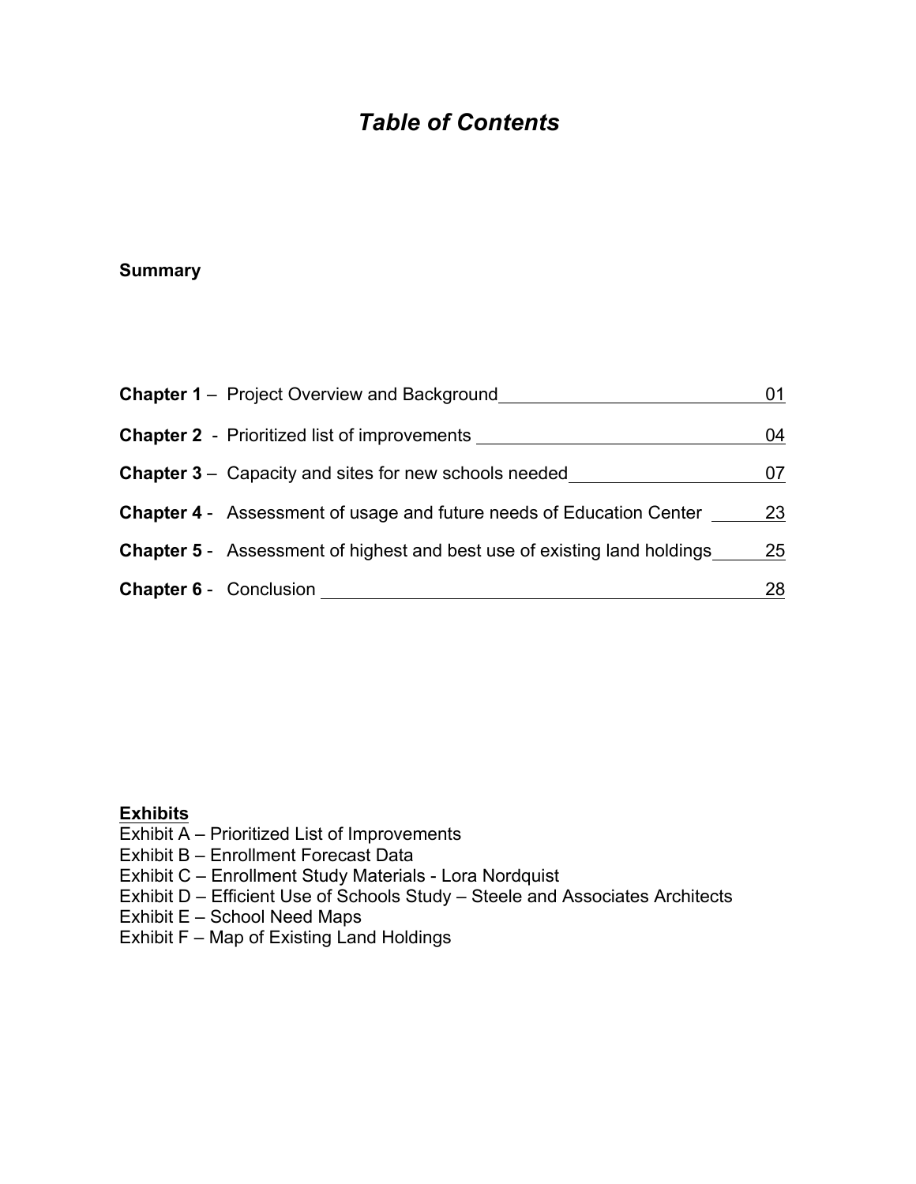# *Table of Contents*

**Summary**

| | | |
|---|---|---|
| **Chapter 1** – | Project Overview and Background | 01 |
| **Chapter 2** - | Prioritized list of improvements | 04 |
| **Chapter 3** – | Capacity and sites for new schools needed | 07 |
| **Chapter 4** - | Assessment of usage and future needs of Education Center | 23 |
| **Chapter 5** - | Assessment of highest and best use of existing land holdings | 25 |
| **Chapter 6** - | Conclusion | 28 |

**Exhibits**

Exhibit A – Prioritized List of Improvements
Exhibit B – Enrollment Forecast Data
Exhibit C – Enrollment Study Materials - Lora Nordquist
Exhibit D – Efficient Use of Schools Study – Steele and Associates Architects
Exhibit E – School Need Maps
Exhibit F – Map of Existing Land Holdings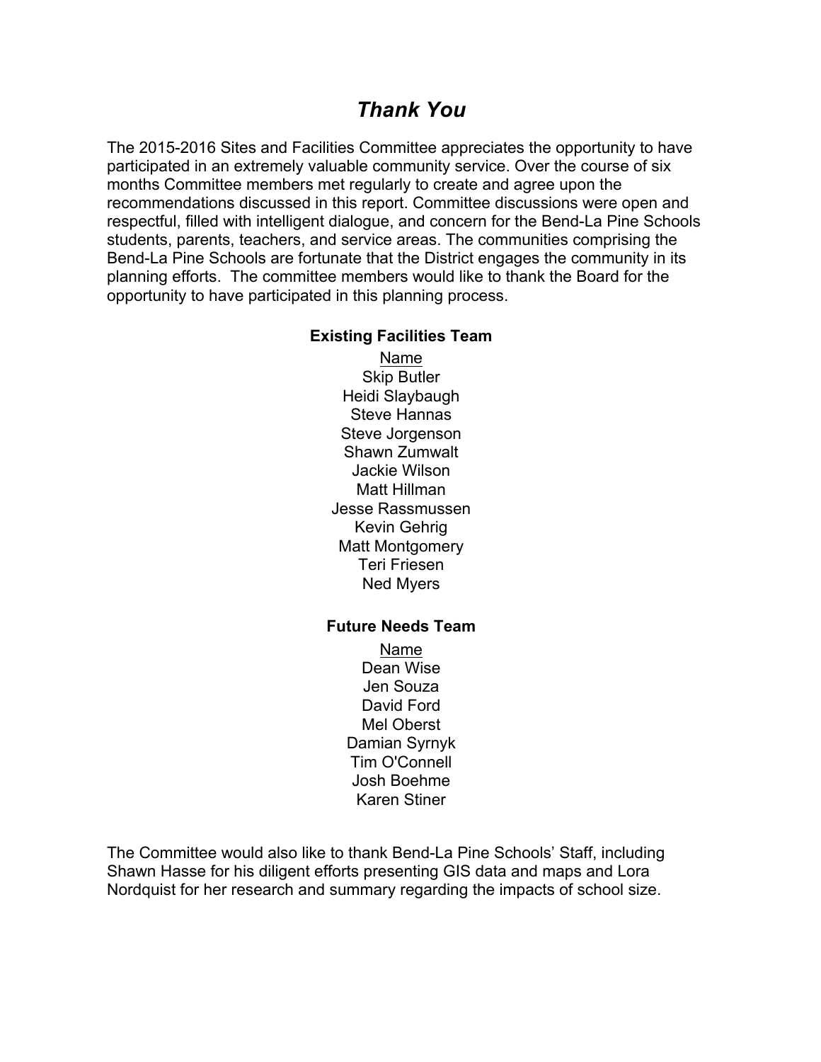# *Thank You*

The 2015-2016 Sites and Facilities Committee appreciates the opportunity to have participated in an extremely valuable community service. Over the course of six months Committee members met regularly to create and agree upon the recommendations discussed in this report. Committee discussions were open and respectful, filled with intelligent dialogue, and concern for the Bend-La Pine Schools students, parents, teachers, and service areas. The communities comprising the Bend-La Pine Schools are fortunate that the District engages the community in its planning efforts. The committee members would like to thank the Board for the opportunity to have participated in this planning process.

**Existing Facilities Team**

| Name |
|---|
| Skip Butler |
| Heidi Slaybaugh |
| Steve Hannas |
| Steve Jorgenson |
| Shawn Zumwalt |
| Jackie Wilson |
| Matt Hillman |
| Jesse Rassmussen |
| Kevin Gehrig |
| Matt Montgomery |
| Teri Friesen |
| Ned Myers |

**Future Needs Team**

| Name |
|---|
| Dean Wise |
| Jen Souza |
| David Ford |
| Mel Oberst |
| Damian Syrnyk |
| Tim O'Connell |
| Josh Boehme |
| Karen Stiner |

The Committee would also like to thank Bend-La Pine Schools' Staff, including Shawn Hasse for his diligent efforts presenting GIS data and maps and Lora Nordquist for her research and summary regarding the impacts of school size.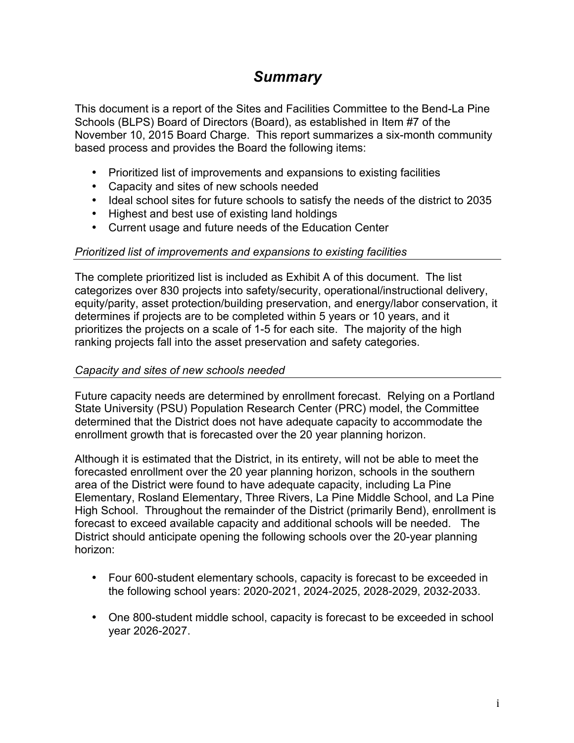# *Summary*

This document is a report of the Sites and Facilities Committee to the Bend-La Pine Schools (BLPS) Board of Directors (Board), as established in Item #7 of the November 10, 2015 Board Charge. This report summarizes a six-month community based process and provides the Board the following items:

- Prioritized list of improvements and expansions to existing facilities
- Capacity and sites of new schools needed
- Ideal school sites for future schools to satisfy the needs of the district to 2035
- Highest and best use of existing land holdings
- Current usage and future needs of the Education Center

## *Prioritized list of improvements and expansions to existing facilities*

The complete prioritized list is included as Exhibit A of this document. The list categorizes over 830 projects into safety/security, operational/instructional delivery, equity/parity, asset protection/building preservation, and energy/labor conservation, it determines if projects are to be completed within 5 years or 10 years, and it prioritizes the projects on a scale of 1-5 for each site. The majority of the high ranking projects fall into the asset preservation and safety categories.

## *Capacity and sites of new schools needed*

Future capacity needs are determined by enrollment forecast. Relying on a Portland State University (PSU) Population Research Center (PRC) model, the Committee determined that the District does not have adequate capacity to accommodate the enrollment growth that is forecasted over the 20 year planning horizon.

Although it is estimated that the District, in its entirety, will not be able to meet the forecasted enrollment over the 20 year planning horizon, schools in the southern area of the District were found to have adequate capacity, including La Pine Elementary, Rosland Elementary, Three Rivers, La Pine Middle School, and La Pine High School. Throughout the remainder of the District (primarily Bend), enrollment is forecast to exceed available capacity and additional schools will be needed. The District should anticipate opening the following schools over the 20-year planning horizon:

- Four 600-student elementary schools, capacity is forecast to be exceeded in the following school years: 2020-2021, 2024-2025, 2028-2029, 2032-2033.

- One 800-student middle school, capacity is forecast to be exceeded in school year 2026-2027.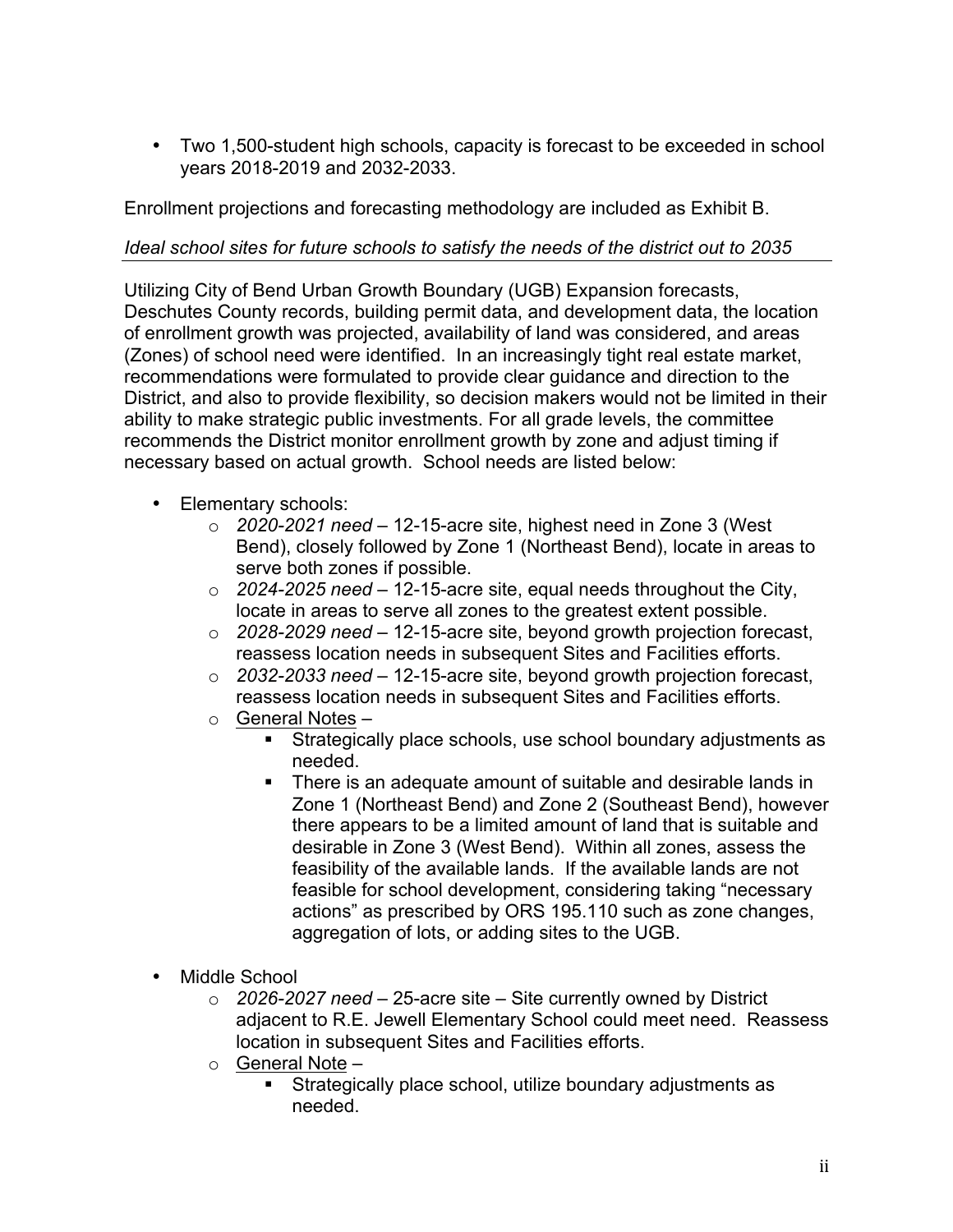- Two 1,500-student high schools, capacity is forecast to be exceeded in school years 2018-2019 and 2032-2033.

Enrollment projections and forecasting methodology are included as Exhibit B.

*Ideal school sites for future schools to satisfy the needs of the district out to 2035*

Utilizing City of Bend Urban Growth Boundary (UGB) Expansion forecasts, Deschutes County records, building permit data, and development data, the location of enrollment growth was projected, availability of land was considered, and areas (Zones) of school need were identified. In an increasingly tight real estate market, recommendations were formulated to provide clear guidance and direction to the District, and also to provide flexibility, so decision makers would not be limited in their ability to make strategic public investments. For all grade levels, the committee recommends the District monitor enrollment growth by zone and adjust timing if necessary based on actual growth. School needs are listed below:

- Elementary schools:
    - *2020-2021 need* – 12-15-acre site, highest need in Zone 3 (West Bend), closely followed by Zone 1 (Northeast Bend), locate in areas to serve both zones if possible.
    - *2024-2025 need* – 12-15-acre site, equal needs throughout the City, locate in areas to serve all zones to the greatest extent possible.
    - *2028-2029 need* – 12-15-acre site, beyond growth projection forecast, reassess location needs in subsequent Sites and Facilities efforts.
    - *2032-2033 need* – 12-15-acre site, beyond growth projection forecast, reassess location needs in subsequent Sites and Facilities efforts.
    - General Notes –
        - Strategically place schools, use school boundary adjustments as needed.
        - There is an adequate amount of suitable and desirable lands in Zone 1 (Northeast Bend) and Zone 2 (Southeast Bend), however there appears to be a limited amount of land that is suitable and desirable in Zone 3 (West Bend). Within all zones, assess the feasibility of the available lands. If the available lands are not feasible for school development, considering taking "necessary actions" as prescribed by ORS 195.110 such as zone changes, aggregation of lots, or adding sites to the UGB.

- Middle School
    - *2026-2027 need* – 25-acre site – Site currently owned by District adjacent to R.E. Jewell Elementary School could meet need. Reassess location in subsequent Sites and Facilities efforts.
    - General Note –
        - Strategically place school, utilize boundary adjustments as needed.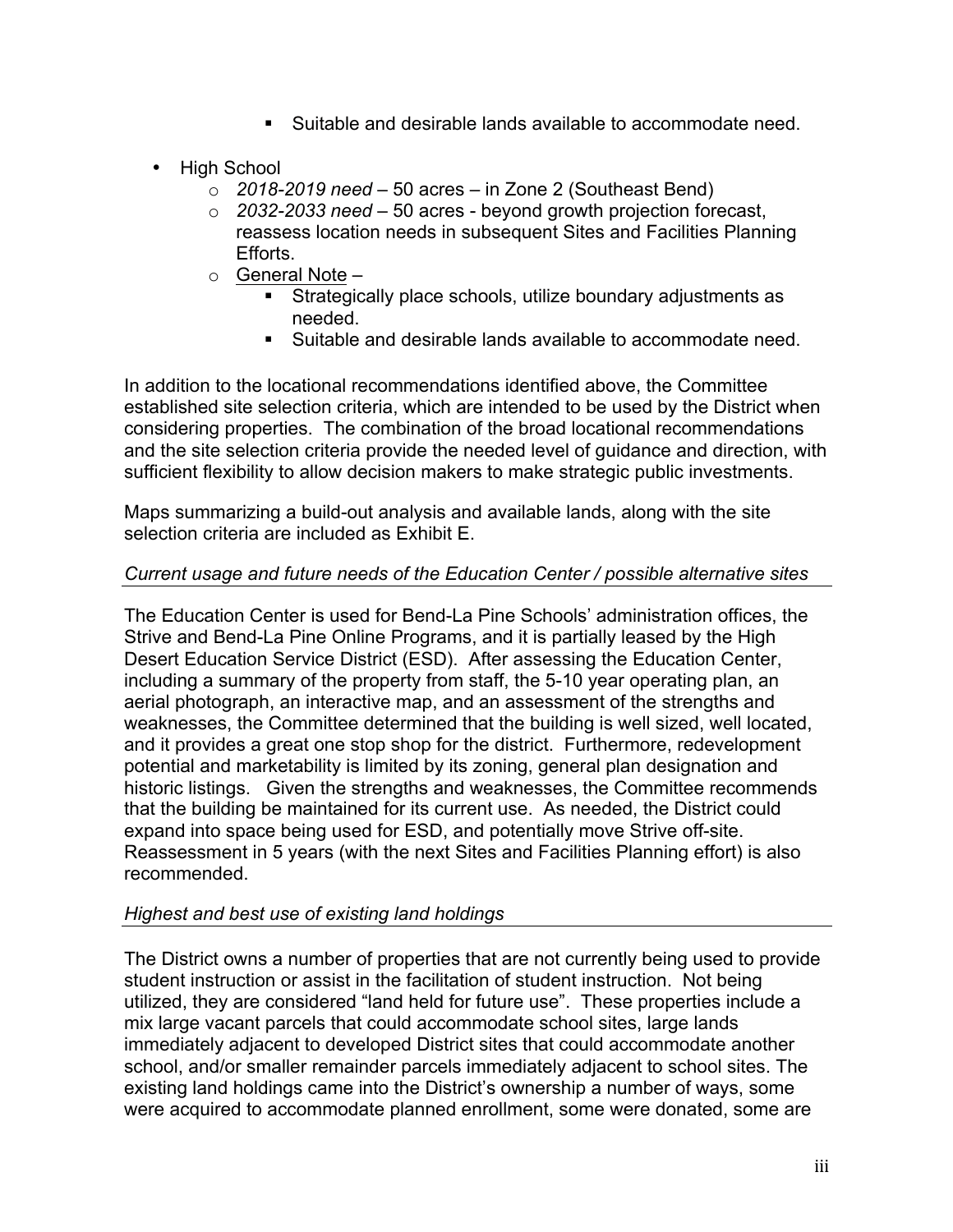- Suitable and desirable lands available to accommodate need.

- High School
  - *2018-2019 need* – 50 acres – in Zone 2 (Southeast Bend)
  - *2032-2033 need* – 50 acres - beyond growth projection forecast, reassess location needs in subsequent Sites and Facilities Planning Efforts.
  - General Note –
    - Strategically place schools, utilize boundary adjustments as needed.
    - Suitable and desirable lands available to accommodate need.

In addition to the locational recommendations identified above, the Committee established site selection criteria, which are intended to be used by the District when considering properties. The combination of the broad locational recommendations and the site selection criteria provide the needed level of guidance and direction, with sufficient flexibility to allow decision makers to make strategic public investments.

Maps summarizing a build-out analysis and available lands, along with the site selection criteria are included as Exhibit E.

*Current usage and future needs of the Education Center / possible alternative sites*

The Education Center is used for Bend-La Pine Schools' administration offices, the Strive and Bend-La Pine Online Programs, and it is partially leased by the High Desert Education Service District (ESD). After assessing the Education Center, including a summary of the property from staff, the 5-10 year operating plan, an aerial photograph, an interactive map, and an assessment of the strengths and weaknesses, the Committee determined that the building is well sized, well located, and it provides a great one stop shop for the district. Furthermore, redevelopment potential and marketability is limited by its zoning, general plan designation and historic listings. Given the strengths and weaknesses, the Committee recommends that the building be maintained for its current use. As needed, the District could expand into space being used for ESD, and potentially move Strive off-site. Reassessment in 5 years (with the next Sites and Facilities Planning effort) is also recommended.

*Highest and best use of existing land holdings*

The District owns a number of properties that are not currently being used to provide student instruction or assist in the facilitation of student instruction. Not being utilized, they are considered "land held for future use". These properties include a mix large vacant parcels that could accommodate school sites, large lands immediately adjacent to developed District sites that could accommodate another school, and/or smaller remainder parcels immediately adjacent to school sites. The existing land holdings came into the District's ownership a number of ways, some were acquired to accommodate planned enrollment, some were donated, some are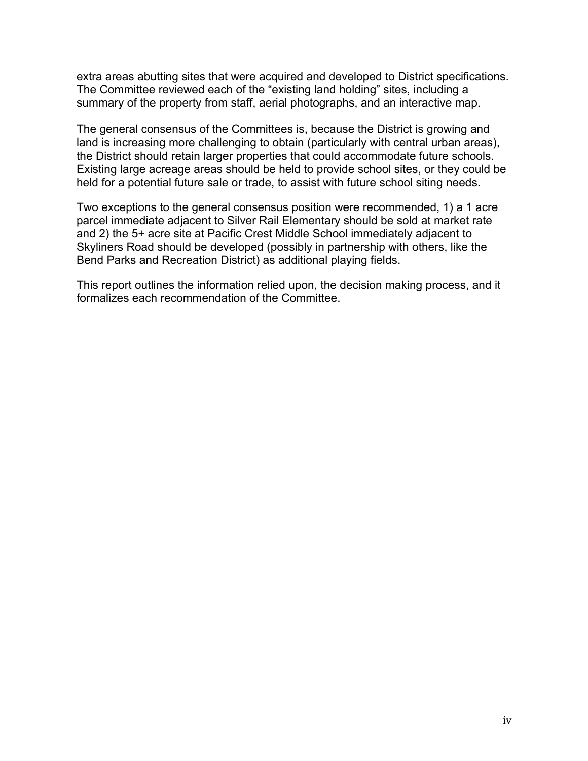extra areas abutting sites that were acquired and developed to District specifications. The Committee reviewed each of the "existing land holding" sites, including a summary of the property from staff, aerial photographs, and an interactive map.

The general consensus of the Committees is, because the District is growing and land is increasing more challenging to obtain (particularly with central urban areas), the District should retain larger properties that could accommodate future schools. Existing large acreage areas should be held to provide school sites, or they could be held for a potential future sale or trade, to assist with future school siting needs.

Two exceptions to the general consensus position were recommended, 1) a 1 acre parcel immediate adjacent to Silver Rail Elementary should be sold at market rate and 2) the 5+ acre site at Pacific Crest Middle School immediately adjacent to Skyliners Road should be developed (possibly in partnership with others, like the Bend Parks and Recreation District) as additional playing fields.

This report outlines the information relied upon, the decision making process, and it formalizes each recommendation of the Committee.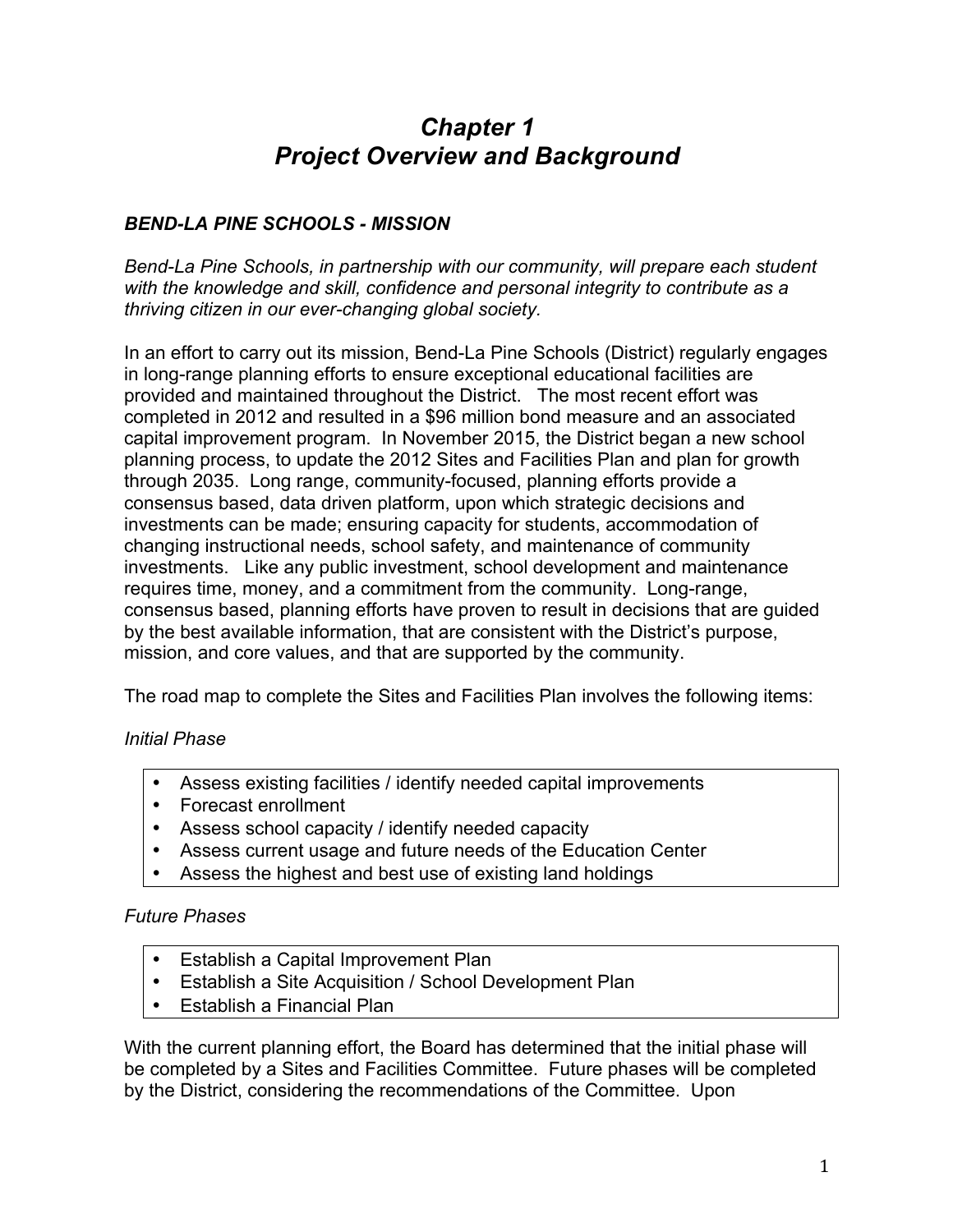# *Chapter 1*
# *Project Overview and Background*

### *BEND-LA PINE SCHOOLS - MISSION*

*Bend-La Pine Schools, in partnership with our community, will prepare each student with the knowledge and skill, confidence and personal integrity to contribute as a thriving citizen in our ever-changing global society.*

In an effort to carry out its mission, Bend-La Pine Schools (District) regularly engages in long-range planning efforts to ensure exceptional educational facilities are provided and maintained throughout the District. The most recent effort was completed in 2012 and resulted in a $96 million bond measure and an associated capital improvement program. In November 2015, the District began a new school planning process, to update the 2012 Sites and Facilities Plan and plan for growth through 2035. Long range, community-focused, planning efforts provide a consensus based, data driven platform, upon which strategic decisions and investments can be made; ensuring capacity for students, accommodation of changing instructional needs, school safety, and maintenance of community investments. Like any public investment, school development and maintenance requires time, money, and a commitment from the community. Long-range, consensus based, planning efforts have proven to result in decisions that are guided by the best available information, that are consistent with the District's purpose, mission, and core values, and that are supported by the community.

The road map to complete the Sites and Facilities Plan involves the following items:

*Initial Phase*

- Assess existing facilities / identify needed capital improvements
- Forecast enrollment
- Assess school capacity / identify needed capacity
- Assess current usage and future needs of the Education Center
- Assess the highest and best use of existing land holdings

*Future Phases*

- Establish a Capital Improvement Plan
- Establish a Site Acquisition / School Development Plan
- Establish a Financial Plan

With the current planning effort, the Board has determined that the initial phase will be completed by a Sites and Facilities Committee. Future phases will be completed by the District, considering the recommendations of the Committee. Upon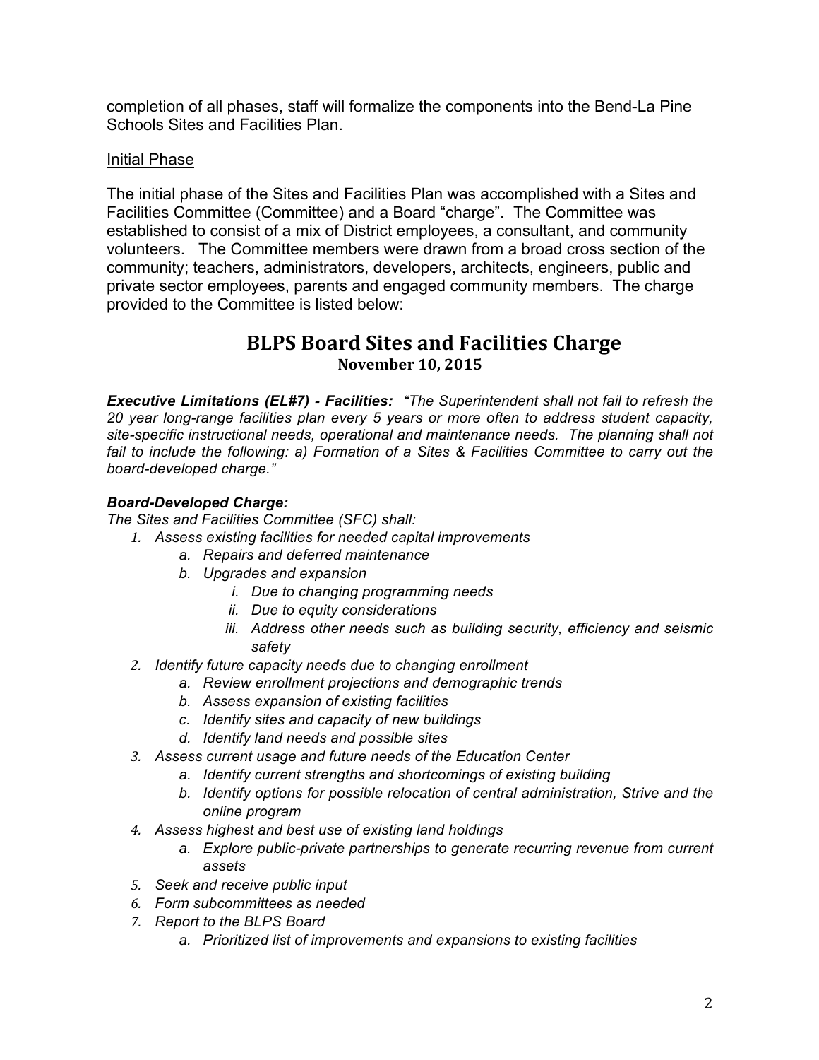completion of all phases, staff will formalize the components into the Bend-La Pine Schools Sites and Facilities Plan.

<u>Initial Phase</u>

The initial phase of the Sites and Facilities Plan was accomplished with a Sites and Facilities Committee (Committee) and a Board "charge". The Committee was established to consist of a mix of District employees, a consultant, and community volunteers. The Committee members were drawn from a broad cross section of the community; teachers, administrators, developers, architects, engineers, public and private sector employees, parents and engaged community members. The charge provided to the Committee is listed below:

## BLPS Board Sites and Facilities Charge

**November 10, 2015**

***Executive Limitations (EL#7) - Facilities:*** *"The Superintendent shall not fail to refresh the 20 year long-range facilities plan every 5 years or more often to address student capacity, site-specific instructional needs, operational and maintenance needs. The planning shall not fail to include the following: a) Formation of a Sites & Facilities Committee to carry out the board-developed charge."*

***Board-Developed Charge:***

*The Sites and Facilities Committee (SFC) shall:*

1. *Assess existing facilities for needed capital improvements*
   a. *Repairs and deferred maintenance*
   b. *Upgrades and expansion*
      i. *Due to changing programming needs*
      ii. *Due to equity considerations*
      iii. *Address other needs such as building security, efficiency and seismic safety*
2. *Identify future capacity needs due to changing enrollment*
   a. *Review enrollment projections and demographic trends*
   b. *Assess expansion of existing facilities*
   c. *Identify sites and capacity of new buildings*
   d. *Identify land needs and possible sites*
3. *Assess current usage and future needs of the Education Center*
   a. *Identify current strengths and shortcomings of existing building*
   b. *Identify options for possible relocation of central administration, Strive and the online program*
4. *Assess highest and best use of existing land holdings*
   a. *Explore public-private partnerships to generate recurring revenue from current assets*
5. *Seek and receive public input*
6. *Form subcommittees as needed*
7. *Report to the BLPS Board*
   a. *Prioritized list of improvements and expansions to existing facilities*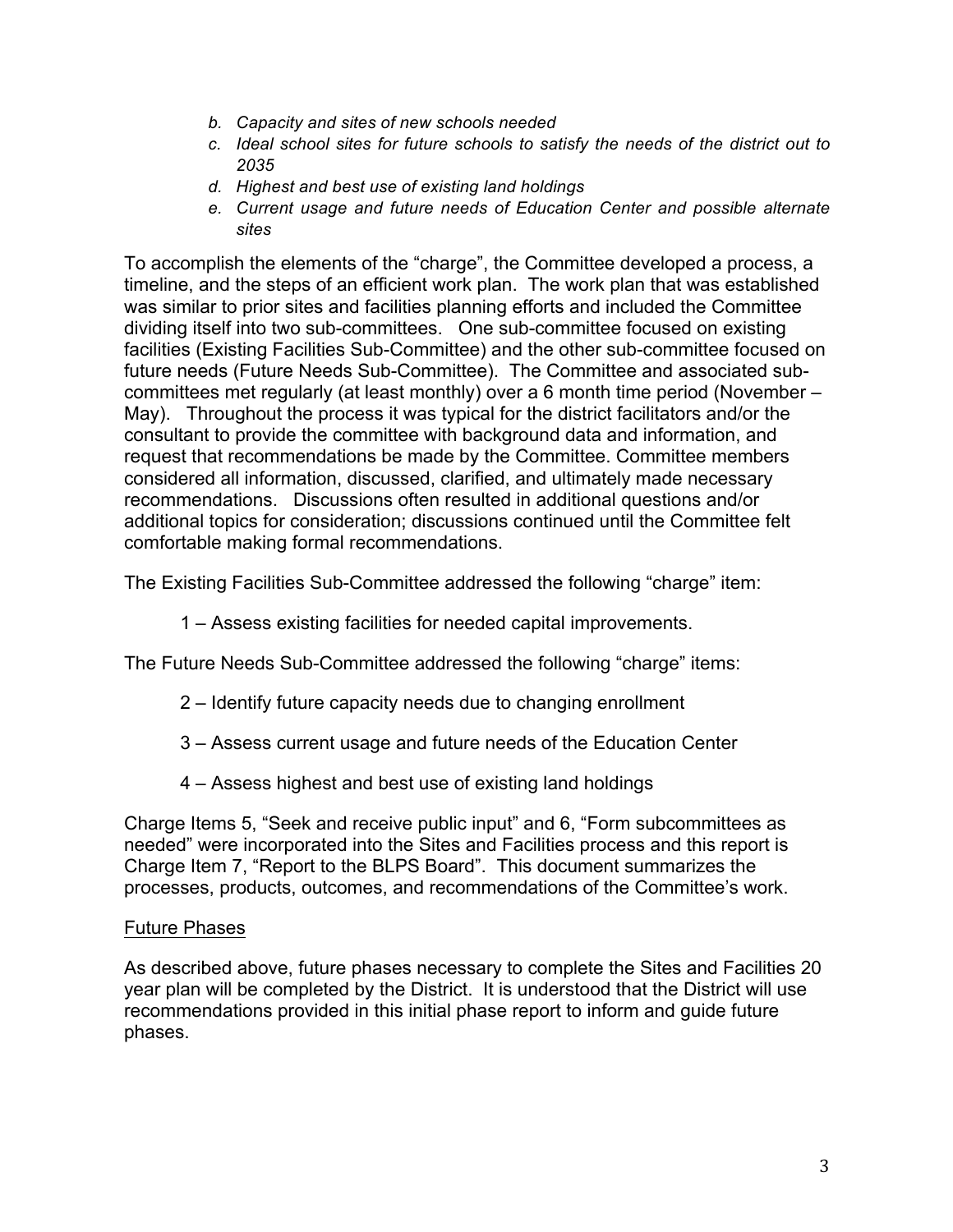- *b. Capacity and sites of new schools needed*
- *c. Ideal school sites for future schools to satisfy the needs of the district out to 2035*
- *d. Highest and best use of existing land holdings*
- *e. Current usage and future needs of Education Center and possible alternate sites*

To accomplish the elements of the "charge", the Committee developed a process, a timeline, and the steps of an efficient work plan. The work plan that was established was similar to prior sites and facilities planning efforts and included the Committee dividing itself into two sub-committees. One sub-committee focused on existing facilities (Existing Facilities Sub-Committee) and the other sub-committee focused on future needs (Future Needs Sub-Committee). The Committee and associated sub-committees met regularly (at least monthly) over a 6 month time period (November – May). Throughout the process it was typical for the district facilitators and/or the consultant to provide the committee with background data and information, and request that recommendations be made by the Committee. Committee members considered all information, discussed, clarified, and ultimately made necessary recommendations. Discussions often resulted in additional questions and/or additional topics for consideration; discussions continued until the Committee felt comfortable making formal recommendations.

The Existing Facilities Sub-Committee addressed the following "charge" item:

1 – Assess existing facilities for needed capital improvements.

The Future Needs Sub-Committee addressed the following "charge" items:

2 – Identify future capacity needs due to changing enrollment

3 – Assess current usage and future needs of the Education Center

4 – Assess highest and best use of existing land holdings

Charge Items 5, "Seek and receive public input" and 6, "Form subcommittees as needed" were incorporated into the Sites and Facilities process and this report is Charge Item 7, "Report to the BLPS Board". This document summarizes the processes, products, outcomes, and recommendations of the Committee's work.

## Future Phases

As described above, future phases necessary to complete the Sites and Facilities 20 year plan will be completed by the District. It is understood that the District will use recommendations provided in this initial phase report to inform and guide future phases.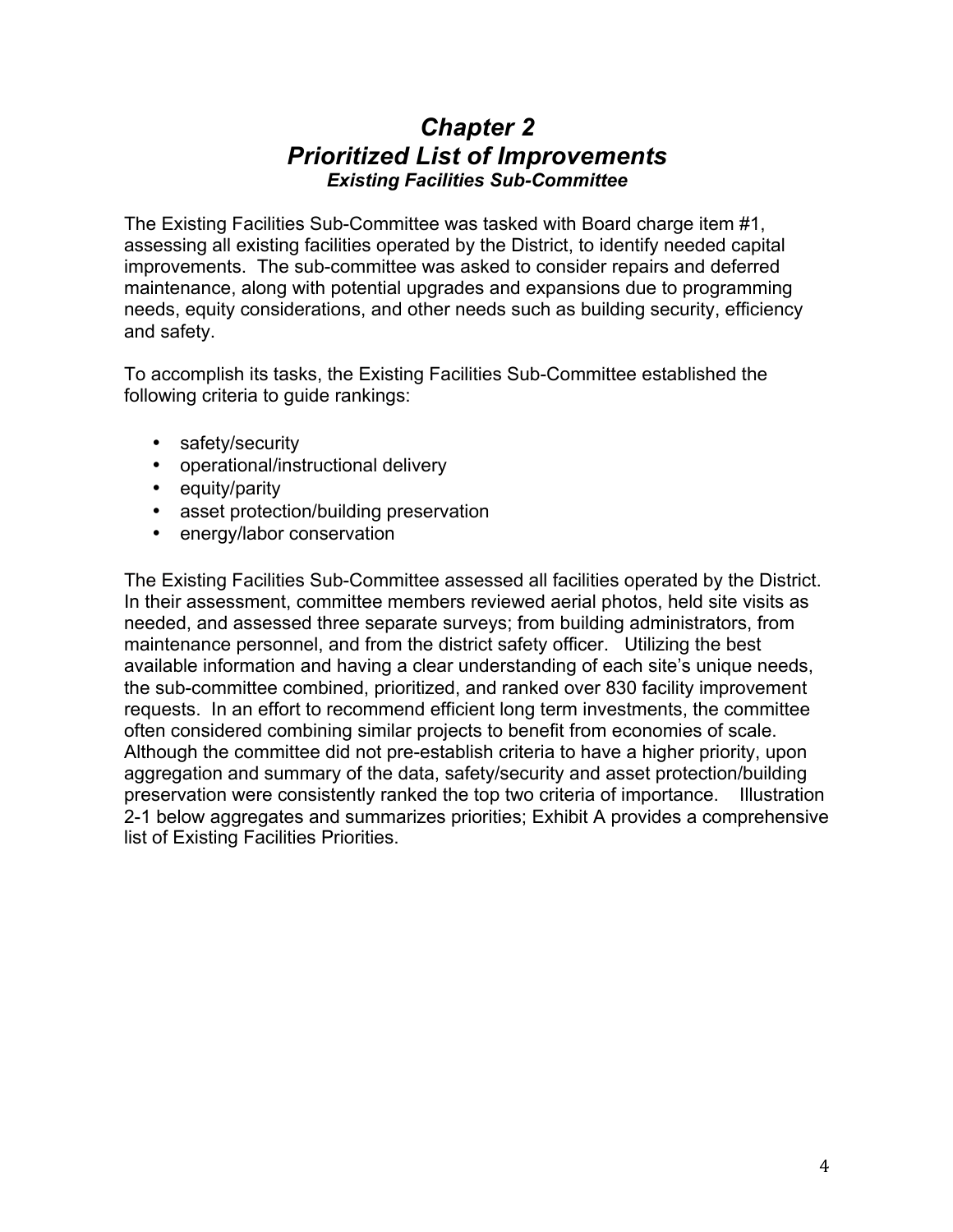# *Chapter 2*
# *Prioritized List of Improvements*
### *Existing Facilities Sub-Committee*

The Existing Facilities Sub-Committee was tasked with Board charge item #1, assessing all existing facilities operated by the District, to identify needed capital improvements. The sub-committee was asked to consider repairs and deferred maintenance, along with potential upgrades and expansions due to programming needs, equity considerations, and other needs such as building security, efficiency and safety.

To accomplish its tasks, the Existing Facilities Sub-Committee established the following criteria to guide rankings:

- safety/security
- operational/instructional delivery
- equity/parity
- asset protection/building preservation
- energy/labor conservation

The Existing Facilities Sub-Committee assessed all facilities operated by the District. In their assessment, committee members reviewed aerial photos, held site visits as needed, and assessed three separate surveys; from building administrators, from maintenance personnel, and from the district safety officer. Utilizing the best available information and having a clear understanding of each site's unique needs, the sub-committee combined, prioritized, and ranked over 830 facility improvement requests. In an effort to recommend efficient long term investments, the committee often considered combining similar projects to benefit from economies of scale. Although the committee did not pre-establish criteria to have a higher priority, upon aggregation and summary of the data, safety/security and asset protection/building preservation were consistently ranked the top two criteria of importance. Illustration 2-1 below aggregates and summarizes priorities; Exhibit A provides a comprehensive list of Existing Facilities Priorities.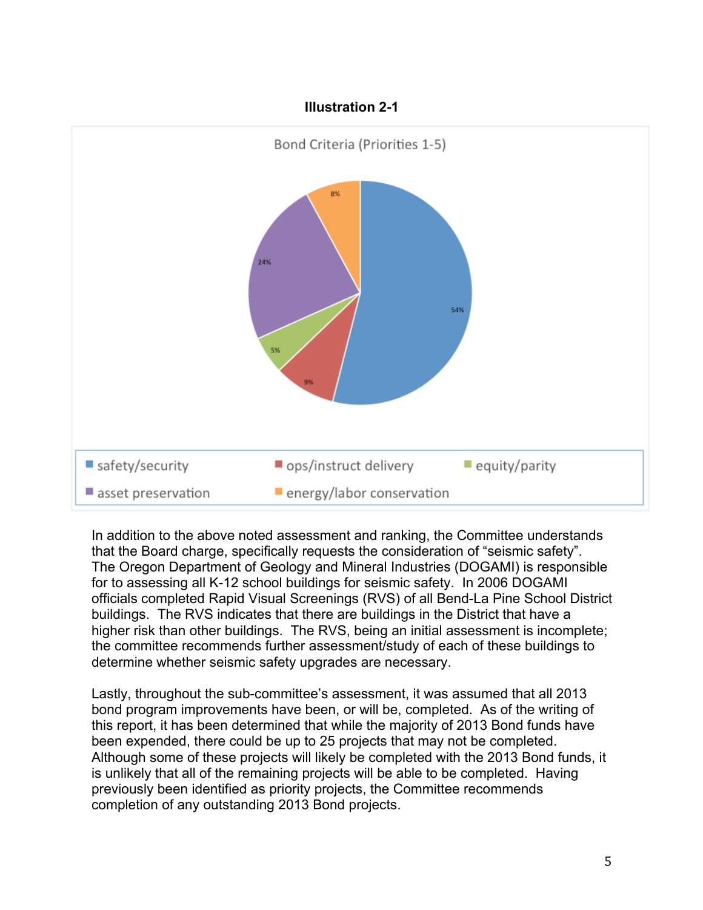**Illustration 2-1**

Bond Criteria (Priorities 1-5)

| Criteria | Percentage |
|---|---|
| safety/security | 54% |
| ops/instruct delivery | 9% |
| equity/parity | 5% |
| asset preservation | 24% |
| energy/labor conservation | 8% |

In addition to the above noted assessment and ranking, the Committee understands that the Board charge, specifically requests the consideration of “seismic safety”. The Oregon Department of Geology and Mineral Industries (DOGAMI) is responsible for to assessing all K-12 school buildings for seismic safety. In 2006 DOGAMI officials completed Rapid Visual Screenings (RVS) of all Bend-La Pine School District buildings. The RVS indicates that there are buildings in the District that have a higher risk than other buildings. The RVS, being an initial assessment is incomplete; the committee recommends further assessment/study of each of these buildings to determine whether seismic safety upgrades are necessary.

Lastly, throughout the sub-committee’s assessment, it was assumed that all 2013 bond program improvements have been, or will be, completed. As of the writing of this report, it has been determined that while the majority of 2013 Bond funds have been expended, there could be up to 25 projects that may not be completed. Although some of these projects will likely be completed with the 2013 Bond funds, it is unlikely that all of the remaining projects will be able to be completed. Having previously been identified as priority projects, the Committee recommends completion of any outstanding 2013 Bond projects.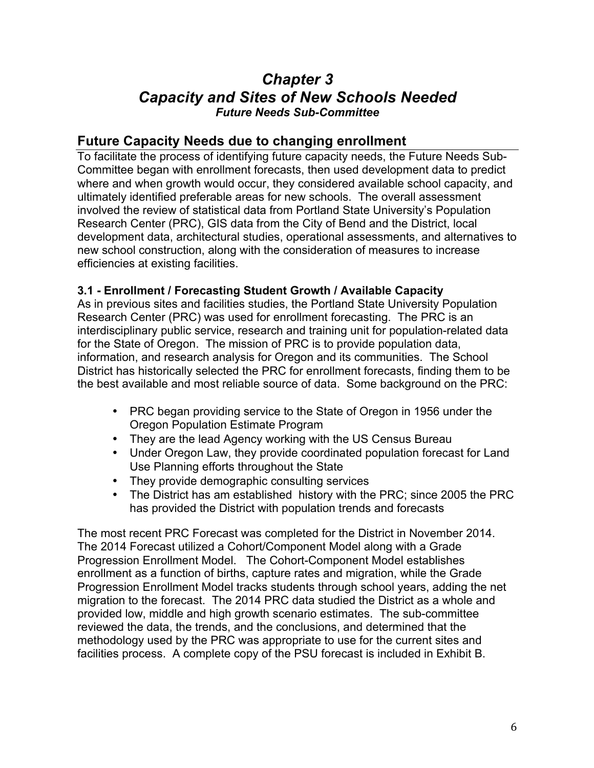# *Chapter 3*
# *Capacity and Sites of New Schools Needed*
### *Future Needs Sub-Committee*

## Future Capacity Needs due to changing enrollment

To facilitate the process of identifying future capacity needs, the Future Needs Sub-Committee began with enrollment forecasts, then used development data to predict where and when growth would occur, they considered available school capacity, and ultimately identified preferable areas for new schools. The overall assessment involved the review of statistical data from Portland State University's Population Research Center (PRC), GIS data from the City of Bend and the District, local development data, architectural studies, operational assessments, and alternatives to new school construction, along with the consideration of measures to increase efficiencies at existing facilities.

### 3.1 - Enrollment / Forecasting Student Growth / Available Capacity

As in previous sites and facilities studies, the Portland State University Population Research Center (PRC) was used for enrollment forecasting. The PRC is an interdisciplinary public service, research and training unit for population-related data for the State of Oregon. The mission of PRC is to provide population data, information, and research analysis for Oregon and its communities. The School District has historically selected the PRC for enrollment forecasts, finding them to be the best available and most reliable source of data. Some background on the PRC:

- PRC began providing service to the State of Oregon in 1956 under the Oregon Population Estimate Program
- They are the lead Agency working with the US Census Bureau
- Under Oregon Law, they provide coordinated population forecast for Land Use Planning efforts throughout the State
- They provide demographic consulting services
- The District has am established history with the PRC; since 2005 the PRC has provided the District with population trends and forecasts

The most recent PRC Forecast was completed for the District in November 2014. The 2014 Forecast utilized a Cohort/Component Model along with a Grade Progression Enrollment Model. The Cohort-Component Model establishes enrollment as a function of births, capture rates and migration, while the Grade Progression Enrollment Model tracks students through school years, adding the net migration to the forecast. The 2014 PRC data studied the District as a whole and provided low, middle and high growth scenario estimates. The sub-committee reviewed the data, the trends, and the conclusions, and determined that the methodology used by the PRC was appropriate to use for the current sites and facilities process. A complete copy of the PSU forecast is included in Exhibit B.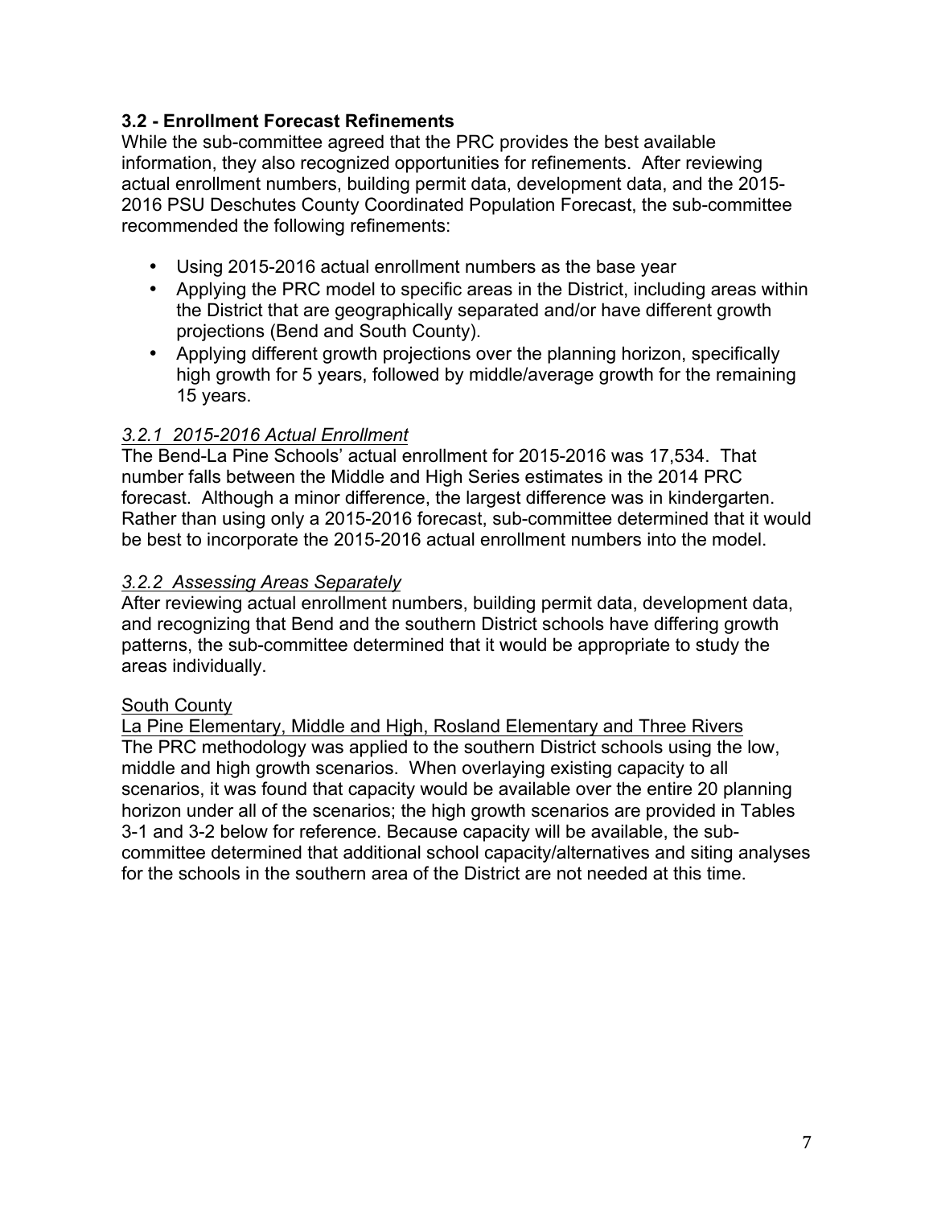### 3.2 - Enrollment Forecast Refinements

While the sub-committee agreed that the PRC provides the best available information, they also recognized opportunities for refinements. After reviewing actual enrollment numbers, building permit data, development data, and the 2015-2016 PSU Deschutes County Coordinated Population Forecast, the sub-committee recommended the following refinements:

- Using 2015-2016 actual enrollment numbers as the base year
- Applying the PRC model to specific areas in the District, including areas within the District that are geographically separated and/or have different growth projections (Bend and South County).
- Applying different growth projections over the planning horizon, specifically high growth for 5 years, followed by middle/average growth for the remaining 15 years.

#### *3.2.1 2015-2016 Actual Enrollment*

The Bend-La Pine Schools' actual enrollment for 2015-2016 was 17,534. That number falls between the Middle and High Series estimates in the 2014 PRC forecast. Although a minor difference, the largest difference was in kindergarten. Rather than using only a 2015-2016 forecast, sub-committee determined that it would be best to incorporate the 2015-2016 actual enrollment numbers into the model.

#### *3.2.2 Assessing Areas Separately*

After reviewing actual enrollment numbers, building permit data, development data, and recognizing that Bend and the southern District schools have differing growth patterns, the sub-committee determined that it would be appropriate to study the areas individually.

South County

La Pine Elementary, Middle and High, Rosland Elementary and Three Rivers

The PRC methodology was applied to the southern District schools using the low, middle and high growth scenarios. When overlaying existing capacity to all scenarios, it was found that capacity would be available over the entire 20 planning horizon under all of the scenarios; the high growth scenarios are provided in Tables 3-1 and 3-2 below for reference. Because capacity will be available, the sub-committee determined that additional school capacity/alternatives and siting analyses for the schools in the southern area of the District are not needed at this time.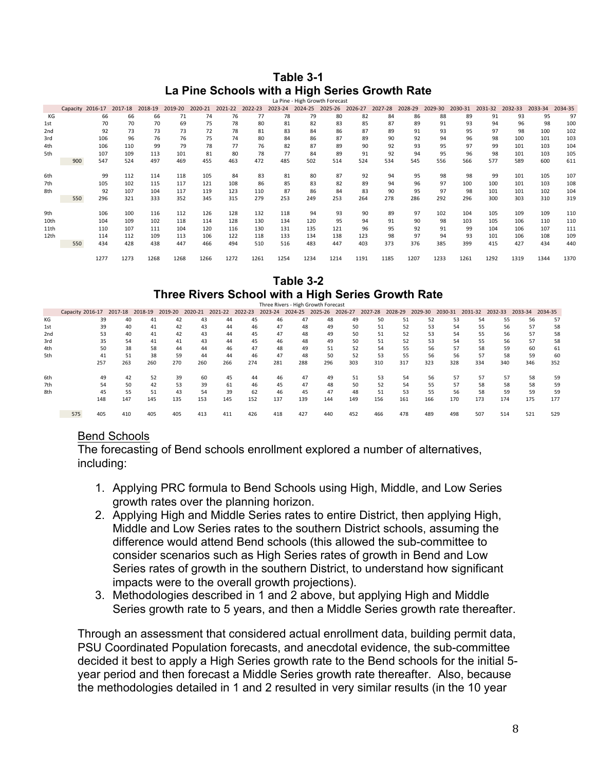## Table 3-1
## La Pine Schools with a High Series Growth Rate

La Pine - High Growth Forecast

| | Capacity | 2016-17 | 2017-18 | 2018-19 | 2019-20 | 2020-21 | 2021-22 | 2022-23 | 2023-24 | 2024-25 | 2025-26 | 2026-27 | 2027-28 | 2028-29 | 2029-30 | 2030-31 | 2031-32 | 2032-33 | 2033-34 | 2034-35 |
|---|---|---|---|---|---|---|---|---|---|---|---|---|---|---|---|---|---|---|---|---|
| KG | | 66 | 66 | 66 | 71 | 74 | 76 | 77 | 78 | 79 | 80 | 82 | 84 | 86 | 88 | 89 | 91 | 93 | 95 | 97 |
| 1st | | 70 | 70 | 70 | 69 | 75 | 78 | 80 | 81 | 82 | 83 | 85 | 87 | 89 | 91 | 93 | 94 | 96 | 98 | 100 |
| 2nd | | 92 | 73 | 73 | 73 | 72 | 78 | 81 | 83 | 84 | 86 | 87 | 89 | 91 | 93 | 95 | 97 | 98 | 100 | 102 |
| 3rd | | 106 | 96 | 76 | 76 | 75 | 74 | 80 | 84 | 86 | 87 | 89 | 90 | 92 | 94 | 96 | 98 | 100 | 101 | 103 |
| 4th | | 106 | 110 | 99 | 79 | 78 | 77 | 76 | 82 | 87 | 89 | 90 | 92 | 93 | 95 | 97 | 99 | 101 | 103 | 104 |
| 5th | | 107 | 109 | 113 | 101 | 81 | 80 | 78 | 77 | 84 | 89 | 91 | 92 | 94 | 95 | 96 | 98 | 101 | 103 | 105 |
| | 900 | 547 | 524 | 497 | 469 | 455 | 463 | 472 | 485 | 502 | 514 | 524 | 534 | 545 | 556 | 566 | 577 | 589 | 600 | 611 |
| 6th | | 99 | 112 | 114 | 118 | 105 | 84 | 83 | 81 | 80 | 87 | 92 | 94 | 95 | 98 | 98 | 99 | 101 | 105 | 107 |
| 7th | | 105 | 102 | 115 | 117 | 121 | 108 | 86 | 85 | 83 | 82 | 89 | 94 | 96 | 97 | 100 | 100 | 101 | 103 | 108 |
| 8th | | 92 | 107 | 104 | 117 | 119 | 123 | 110 | 87 | 86 | 84 | 83 | 90 | 95 | 97 | 98 | 101 | 101 | 102 | 104 |
| | 550 | 296 | 321 | 333 | 352 | 345 | 315 | 279 | 253 | 249 | 253 | 264 | 278 | 286 | 292 | 296 | 300 | 303 | 310 | 319 |
| 9th | | 106 | 100 | 116 | 112 | 126 | 128 | 132 | 118 | 94 | 93 | 90 | 89 | 97 | 102 | 104 | 105 | 109 | 109 | 110 |
| 10th | | 104 | 109 | 102 | 118 | 114 | 128 | 130 | 134 | 120 | 95 | 94 | 91 | 90 | 98 | 103 | 105 | 106 | 110 | 110 |
| 11th | | 110 | 107 | 111 | 104 | 120 | 116 | 130 | 131 | 135 | 121 | 96 | 95 | 92 | 91 | 99 | 104 | 106 | 107 | 111 |
| 12th | | 114 | 112 | 109 | 113 | 106 | 122 | 118 | 133 | 134 | 138 | 123 | 98 | 97 | 94 | 93 | 101 | 106 | 108 | 109 |
| | 550 | 434 | 428 | 438 | 447 | 466 | 494 | 510 | 516 | 483 | 447 | 403 | 373 | 376 | 385 | 399 | 415 | 427 | 434 | 440 |
| | | 1277 | 1273 | 1268 | 1268 | 1266 | 1272 | 1261 | 1254 | 1234 | 1214 | 1191 | 1185 | 1207 | 1233 | 1261 | 1292 | 1319 | 1344 | 1370 |

## Table 3-2
## Three Rivers School with a High Series Growth Rate

Three Rivers - High Growth Forecast

| | Capacity | 2016-17 | 2017-18 | 2018-19 | 2019-20 | 2020-21 | 2021-22 | 2022-23 | 2023-24 | 2024-25 | 2025-26 | 2026-27 | 2027-28 | 2028-29 | 2029-30 | 2030-31 | 2031-32 | 2032-33 | 2033-34 | 2034-35 |
|---|---|---|---|---|---|---|---|---|---|---|---|---|---|---|---|---|---|---|---|---|
| KG | | 39 | 40 | 41 | 42 | 43 | 44 | 45 | 46 | 47 | 48 | 49 | 50 | 51 | 52 | 53 | 54 | 55 | 56 | 57 |
| 1st | | 39 | 40 | 41 | 42 | 43 | 44 | 46 | 47 | 48 | 49 | 50 | 51 | 52 | 53 | 54 | 55 | 56 | 57 | 58 |
| 2nd | | 53 | 40 | 41 | 42 | 43 | 44 | 45 | 47 | 48 | 49 | 50 | 51 | 52 | 53 | 54 | 55 | 56 | 57 | 58 |
| 3rd | | 35 | 54 | 41 | 41 | 43 | 44 | 45 | 46 | 48 | 49 | 50 | 51 | 52 | 53 | 54 | 55 | 56 | 57 | 58 |
| 4th | | 50 | 38 | 58 | 44 | 44 | 46 | 47 | 48 | 49 | 51 | 52 | 54 | 55 | 56 | 57 | 58 | 59 | 60 | 61 |
| 5th | | 41 | 51 | 38 | 59 | 44 | 44 | 46 | 47 | 48 | 50 | 52 | 53 | 55 | 56 | 56 | 57 | 58 | 59 | 60 |
| | | 257 | 263 | 260 | 270 | 260 | 266 | 274 | 281 | 288 | 296 | 303 | 310 | 317 | 323 | 328 | 334 | 340 | 346 | 352 |
| 6th | | 49 | 42 | 52 | 39 | 60 | 45 | 44 | 46 | 47 | 49 | 51 | 53 | 54 | 56 | 57 | 57 | 57 | 58 | 59 |
| 7th | | 54 | 50 | 42 | 53 | 39 | 61 | 46 | 45 | 47 | 48 | 50 | 52 | 54 | 55 | 57 | 58 | 58 | 58 | 59 |
| 8th | | 45 | 55 | 51 | 43 | 54 | 39 | 62 | 46 | 45 | 47 | 48 | 51 | 53 | 55 | 56 | 58 | 59 | 59 | 59 |
| | | 148 | 147 | 145 | 135 | 153 | 145 | 152 | 137 | 139 | 144 | 149 | 156 | 161 | 166 | 170 | 173 | 174 | 175 | 177 |
| | 575 | 405 | 410 | 405 | 405 | 413 | 411 | 426 | 418 | 427 | 440 | 452 | 466 | 478 | 489 | 498 | 507 | 514 | 521 | 529 |

Bend Schools

The forecasting of Bend schools enrollment explored a number of alternatives, including:

1. Applying PRC formula to Bend Schools using High, Middle, and Low Series growth rates over the planning horizon.
2. Applying High and Middle Series rates to entire District, then applying High, Middle and Low Series rates to the southern District schools, assuming the difference would attend Bend schools (this allowed the sub-committee to consider scenarios such as High Series rates of growth in Bend and Low Series rates of growth in the southern District, to understand how significant impacts were to the overall growth projections).
3. Methodologies described in 1 and 2 above, but applying High and Middle Series growth rate to 5 years, and then a Middle Series growth rate thereafter.

Through an assessment that considered actual enrollment data, building permit data, PSU Coordinated Population forecasts, and anecdotal evidence, the sub-committee decided it best to apply a High Series growth rate to the Bend schools for the initial 5-year period and then forecast a Middle Series growth rate thereafter. Also, because the methodologies detailed in 1 and 2 resulted in very similar results (in the 10 year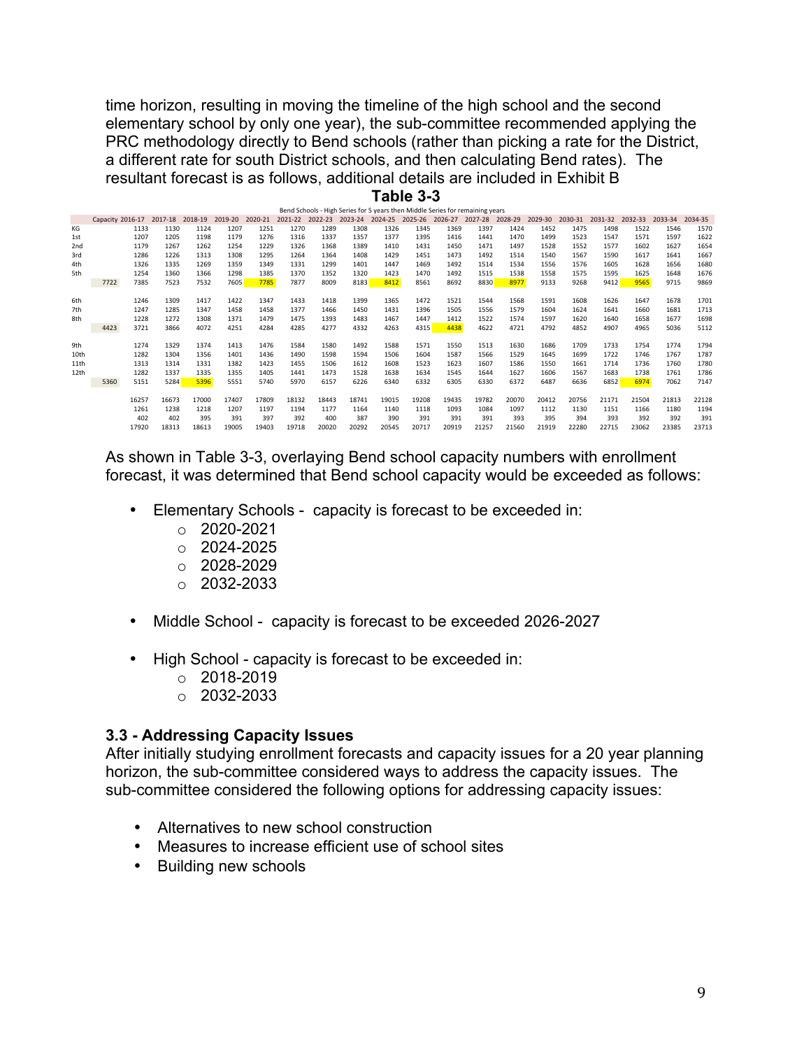time horizon, resulting in moving the timeline of the high school and the second elementary school by only one year), the sub-committee recommended applying the PRC methodology directly to Bend schools (rather than picking a rate for the District, a different rate for south District schools, and then calculating Bend rates). The resultant forecast is as follows, additional details are included in Exhibit B

**Table 3-3**

Bend Schools - High Series for 5 years then Middle Series for remaining years

| | Capacity | 2016-17 | 2017-18 | 2018-19 | 2019-20 | 2020-21 | 2021-22 | 2022-23 | 2023-24 | 2024-25 | 2025-26 | 2026-27 | 2027-28 | 2028-29 | 2029-30 | 2030-31 | 2031-32 | 2032-33 | 2033-34 | 2034-35 |
|---|---|---|---|---|---|---|---|---|---|---|---|---|---|---|---|---|---|---|---|---|
| KG | | 1133 | 1130 | 1124 | 1207 | 1251 | 1270 | 1289 | 1308 | 1326 | 1345 | 1369 | 1397 | 1424 | 1452 | 1475 | 1498 | 1522 | 1546 | 1570 |
| 1st | | 1207 | 1205 | 1198 | 1179 | 1276 | 1316 | 1337 | 1357 | 1377 | 1395 | 1416 | 1441 | 1470 | 1499 | 1523 | 1547 | 1571 | 1597 | 1622 |
| 2nd | | 1179 | 1267 | 1262 | 1254 | 1229 | 1326 | 1368 | 1389 | 1410 | 1431 | 1450 | 1471 | 1497 | 1528 | 1552 | 1577 | 1602 | 1627 | 1654 |
| 3rd | | 1286 | 1226 | 1313 | 1308 | 1295 | 1264 | 1364 | 1408 | 1429 | 1451 | 1473 | 1492 | 1514 | 1540 | 1567 | 1590 | 1617 | 1641 | 1667 |
| 4th | | 1326 | 1335 | 1269 | 1359 | 1349 | 1331 | 1299 | 1401 | 1447 | 1469 | 1492 | 1514 | 1534 | 1556 | 1576 | 1605 | 1628 | 1656 | 1680 |
| 5th | | 1254 | 1360 | 1366 | 1298 | 1385 | 1370 | 1352 | 1320 | 1423 | 1470 | 1492 | 1515 | 1538 | 1558 | 1575 | 1595 | 1625 | 1648 | 1676 |
| | 7722 | 7385 | 7523 | 7532 | 7605 | 7785 | 7877 | 8009 | 8183 | 8412 | 8561 | 8692 | 8830 | 8977 | 9133 | 9268 | 9412 | 9565 | 9715 | 9869 |
| 6th | | 1246 | 1309 | 1417 | 1422 | 1347 | 1433 | 1418 | 1399 | 1365 | 1472 | 1521 | 1544 | 1568 | 1591 | 1608 | 1626 | 1647 | 1678 | 1701 |
| 7th | | 1247 | 1285 | 1347 | 1458 | 1458 | 1377 | 1466 | 1450 | 1431 | 1396 | 1505 | 1556 | 1579 | 1604 | 1624 | 1641 | 1660 | 1681 | 1713 |
| 8th | | 1228 | 1272 | 1308 | 1371 | 1479 | 1475 | 1393 | 1483 | 1467 | 1447 | 1412 | 1522 | 1574 | 1597 | 1620 | 1640 | 1658 | 1677 | 1698 |
| | 4423 | 3721 | 3866 | 4072 | 4251 | 4284 | 4285 | 4277 | 4332 | 4263 | 4315 | 4438 | 4622 | 4721 | 4792 | 4852 | 4907 | 4965 | 5036 | 5112 |
| 9th | | 1274 | 1329 | 1374 | 1413 | 1476 | 1584 | 1580 | 1492 | 1588 | 1571 | 1550 | 1513 | 1630 | 1686 | 1709 | 1733 | 1754 | 1774 | 1794 |
| 10th | | 1282 | 1304 | 1356 | 1401 | 1436 | 1490 | 1598 | 1594 | 1506 | 1604 | 1587 | 1566 | 1529 | 1645 | 1699 | 1722 | 1746 | 1767 | 1787 |
| 11th | | 1313 | 1314 | 1331 | 1382 | 1423 | 1455 | 1506 | 1612 | 1608 | 1523 | 1623 | 1607 | 1586 | 1550 | 1661 | 1714 | 1736 | 1760 | 1780 |
| 12th | | 1282 | 1337 | 1335 | 1355 | 1405 | 1441 | 1473 | 1528 | 1638 | 1634 | 1545 | 1644 | 1627 | 1606 | 1567 | 1683 | 1738 | 1761 | 1786 |
| | 5360 | 5151 | 5284 | 5396 | 5551 | 5740 | 5970 | 6157 | 6226 | 6340 | 6332 | 6305 | 6330 | 6372 | 6487 | 6636 | 6852 | 6974 | 7062 | 7147 |
| | | 16257 | 16673 | 17000 | 17407 | 17809 | 18132 | 18443 | 18741 | 19015 | 19208 | 19435 | 19782 | 20070 | 20412 | 20756 | 21171 | 21504 | 21813 | 22128 |
| | | 1261 | 1238 | 1218 | 1207 | 1197 | 1194 | 1177 | 1164 | 1140 | 1118 | 1093 | 1084 | 1097 | 1112 | 1130 | 1151 | 1166 | 1180 | 1194 |
| | | 402 | 402 | 395 | 391 | 397 | 392 | 400 | 387 | 390 | 391 | 391 | 391 | 393 | 395 | 394 | 393 | 392 | 392 | 391 |
| | | 17920 | 18313 | 18613 | 19005 | 19403 | 19718 | 20020 | 20292 | 20545 | 20717 | 20919 | 21257 | 21560 | 21919 | 22280 | 22715 | 23062 | 23385 | 23713 |

As shown in Table 3-3, overlaying Bend school capacity numbers with enrollment forecast, it was determined that Bend school capacity would be exceeded as follows:

- Elementary Schools - capacity is forecast to be exceeded in:
  - 2020-2021
  - 2024-2025
  - 2028-2029
  - 2032-2033
- Middle School - capacity is forecast to be exceeded 2026-2027
- High School - capacity is forecast to be exceeded in:
  - 2018-2019
  - 2032-2033

### 3.3 - Addressing Capacity Issues

After initially studying enrollment forecasts and capacity issues for a 20 year planning horizon, the sub-committee considered ways to address the capacity issues. The sub-committee considered the following options for addressing capacity issues:

- Alternatives to new school construction
- Measures to increase efficient use of school sites
- Building new schools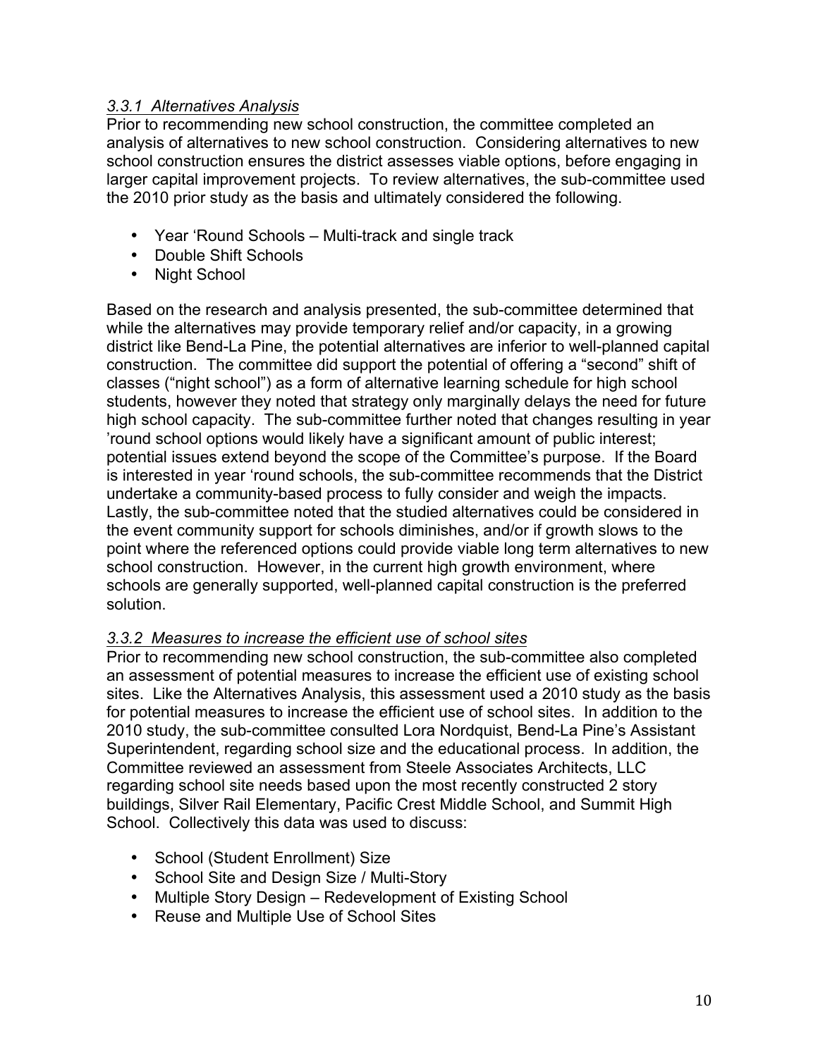### *3.3.1 Alternatives Analysis*

Prior to recommending new school construction, the committee completed an analysis of alternatives to new school construction. Considering alternatives to new school construction ensures the district assesses viable options, before engaging in larger capital improvement projects. To review alternatives, the sub-committee used the 2010 prior study as the basis and ultimately considered the following.

- Year 'Round Schools – Multi-track and single track
- Double Shift Schools
- Night School

Based on the research and analysis presented, the sub-committee determined that while the alternatives may provide temporary relief and/or capacity, in a growing district like Bend-La Pine, the potential alternatives are inferior to well-planned capital construction. The committee did support the potential of offering a "second" shift of classes ("night school") as a form of alternative learning schedule for high school students, however they noted that strategy only marginally delays the need for future high school capacity. The sub-committee further noted that changes resulting in year 'round school options would likely have a significant amount of public interest; potential issues extend beyond the scope of the Committee's purpose. If the Board is interested in year 'round schools, the sub-committee recommends that the District undertake a community-based process to fully consider and weigh the impacts. Lastly, the sub-committee noted that the studied alternatives could be considered in the event community support for schools diminishes, and/or if growth slows to the point where the referenced options could provide viable long term alternatives to new school construction. However, in the current high growth environment, where schools are generally supported, well-planned capital construction is the preferred solution.

### *3.3.2 Measures to increase the efficient use of school sites*

Prior to recommending new school construction, the sub-committee also completed an assessment of potential measures to increase the efficient use of existing school sites. Like the Alternatives Analysis, this assessment used a 2010 study as the basis for potential measures to increase the efficient use of school sites. In addition to the 2010 study, the sub-committee consulted Lora Nordquist, Bend-La Pine's Assistant Superintendent, regarding school size and the educational process. In addition, the Committee reviewed an assessment from Steele Associates Architects, LLC regarding school site needs based upon the most recently constructed 2 story buildings, Silver Rail Elementary, Pacific Crest Middle School, and Summit High School. Collectively this data was used to discuss:

- School (Student Enrollment) Size
- School Site and Design Size / Multi-Story
- Multiple Story Design – Redevelopment of Existing School
- Reuse and Multiple Use of School Sites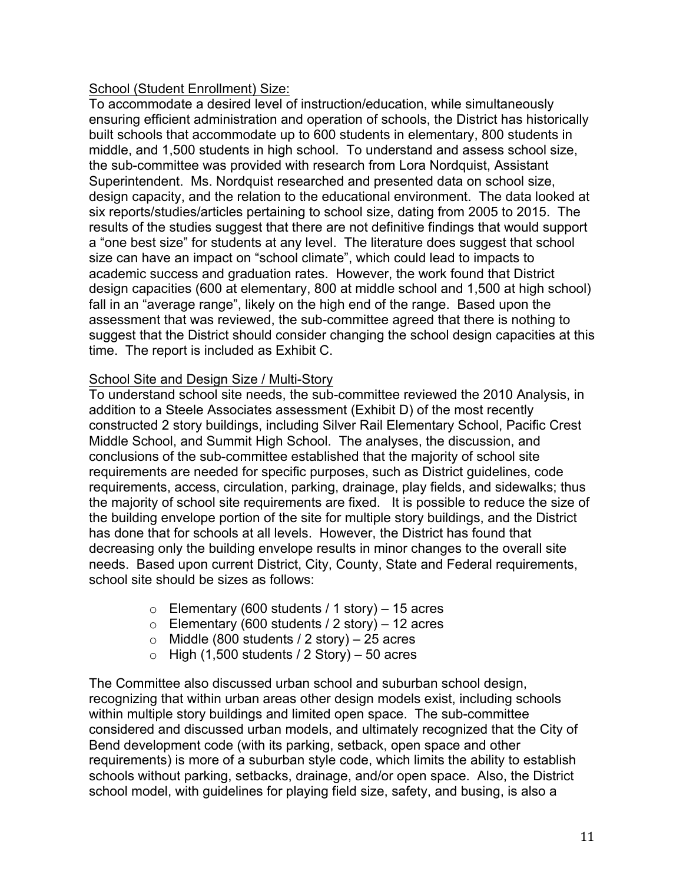School (Student Enrollment) Size:

To accommodate a desired level of instruction/education, while simultaneously ensuring efficient administration and operation of schools, the District has historically built schools that accommodate up to 600 students in elementary, 800 students in middle, and 1,500 students in high school. To understand and assess school size, the sub-committee was provided with research from Lora Nordquist, Assistant Superintendent. Ms. Nordquist researched and presented data on school size, design capacity, and the relation to the educational environment. The data looked at six reports/studies/articles pertaining to school size, dating from 2005 to 2015. The results of the studies suggest that there are not definitive findings that would support a "one best size" for students at any level. The literature does suggest that school size can have an impact on "school climate", which could lead to impacts to academic success and graduation rates. However, the work found that District design capacities (600 at elementary, 800 at middle school and 1,500 at high school) fall in an "average range", likely on the high end of the range. Based upon the assessment that was reviewed, the sub-committee agreed that there is nothing to suggest that the District should consider changing the school design capacities at this time. The report is included as Exhibit C.

School Site and Design Size / Multi-Story

To understand school site needs, the sub-committee reviewed the 2010 Analysis, in addition to a Steele Associates assessment (Exhibit D) of the most recently constructed 2 story buildings, including Silver Rail Elementary School, Pacific Crest Middle School, and Summit High School. The analyses, the discussion, and conclusions of the sub-committee established that the majority of school site requirements are needed for specific purposes, such as District guidelines, code requirements, access, circulation, parking, drainage, play fields, and sidewalks; thus the majority of school site requirements are fixed. It is possible to reduce the size of the building envelope portion of the site for multiple story buildings, and the District has done that for schools at all levels. However, the District has found that decreasing only the building envelope results in minor changes to the overall site needs. Based upon current District, City, County, State and Federal requirements, school site should be sizes as follows:

- Elementary (600 students / 1 story) – 15 acres
- Elementary (600 students / 2 story) – 12 acres
- Middle (800 students / 2 story) – 25 acres
- High (1,500 students / 2 Story) – 50 acres

The Committee also discussed urban school and suburban school design, recognizing that within urban areas other design models exist, including schools within multiple story buildings and limited open space. The sub-committee considered and discussed urban models, and ultimately recognized that the City of Bend development code (with its parking, setback, open space and other requirements) is more of a suburban style code, which limits the ability to establish schools without parking, setbacks, drainage, and/or open space. Also, the District school model, with guidelines for playing field size, safety, and busing, is also a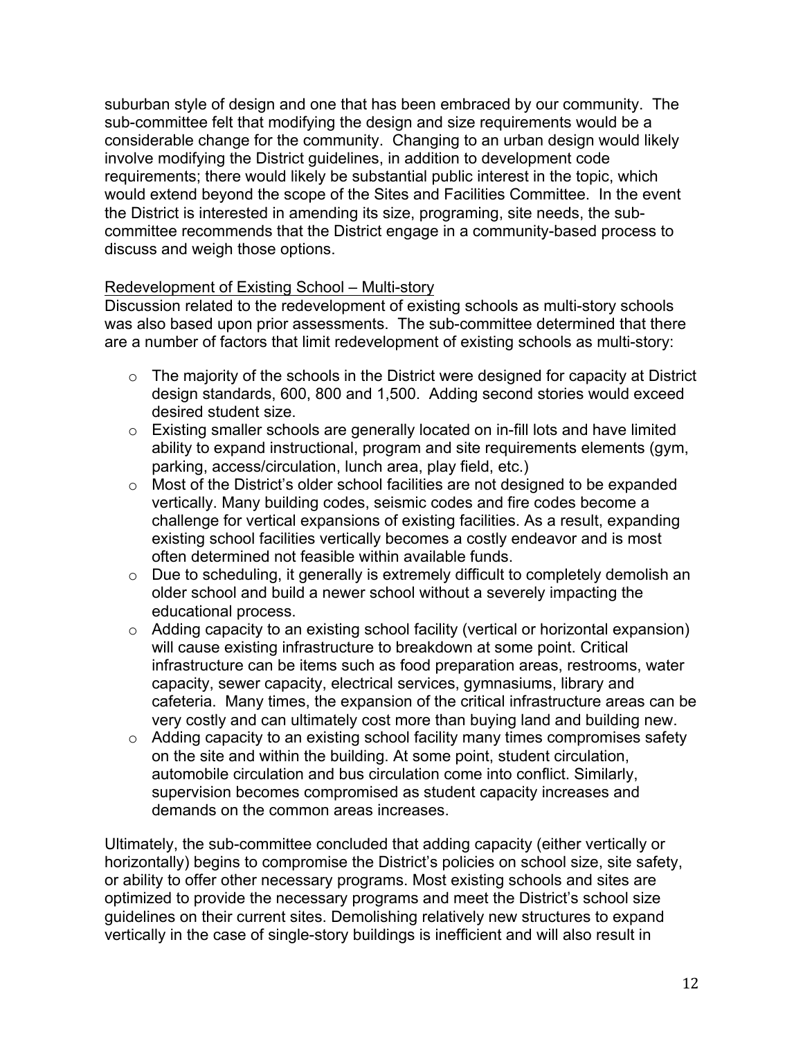suburban style of design and one that has been embraced by our community. The sub-committee felt that modifying the design and size requirements would be a considerable change for the community. Changing to an urban design would likely involve modifying the District guidelines, in addition to development code requirements; there would likely be substantial public interest in the topic, which would extend beyond the scope of the Sites and Facilities Committee. In the event the District is interested in amending its size, programing, site needs, the sub-committee recommends that the District engage in a community-based process to discuss and weigh those options.

<u>Redevelopment of Existing School – Multi-story</u>

Discussion related to the redevelopment of existing schools as multi-story schools was also based upon prior assessments. The sub-committee determined that there are a number of factors that limit redevelopment of existing schools as multi-story:

- The majority of the schools in the District were designed for capacity at District design standards, 600, 800 and 1,500. Adding second stories would exceed desired student size.
- Existing smaller schools are generally located on in-fill lots and have limited ability to expand instructional, program and site requirements elements (gym, parking, access/circulation, lunch area, play field, etc.)
- Most of the District's older school facilities are not designed to be expanded vertically. Many building codes, seismic codes and fire codes become a challenge for vertical expansions of existing facilities. As a result, expanding existing school facilities vertically becomes a costly endeavor and is most often determined not feasible within available funds.
- Due to scheduling, it generally is extremely difficult to completely demolish an older school and build a newer school without a severely impacting the educational process.
- Adding capacity to an existing school facility (vertical or horizontal expansion) will cause existing infrastructure to breakdown at some point. Critical infrastructure can be items such as food preparation areas, restrooms, water capacity, sewer capacity, electrical services, gymnasiums, library and cafeteria. Many times, the expansion of the critical infrastructure areas can be very costly and can ultimately cost more than buying land and building new.
- Adding capacity to an existing school facility many times compromises safety on the site and within the building. At some point, student circulation, automobile circulation and bus circulation come into conflict. Similarly, supervision becomes compromised as student capacity increases and demands on the common areas increases.

Ultimately, the sub-committee concluded that adding capacity (either vertically or horizontally) begins to compromise the District's policies on school size, site safety, or ability to offer other necessary programs. Most existing schools and sites are optimized to provide the necessary programs and meet the District's school size guidelines on their current sites. Demolishing relatively new structures to expand vertically in the case of single-story buildings is inefficient and will also result in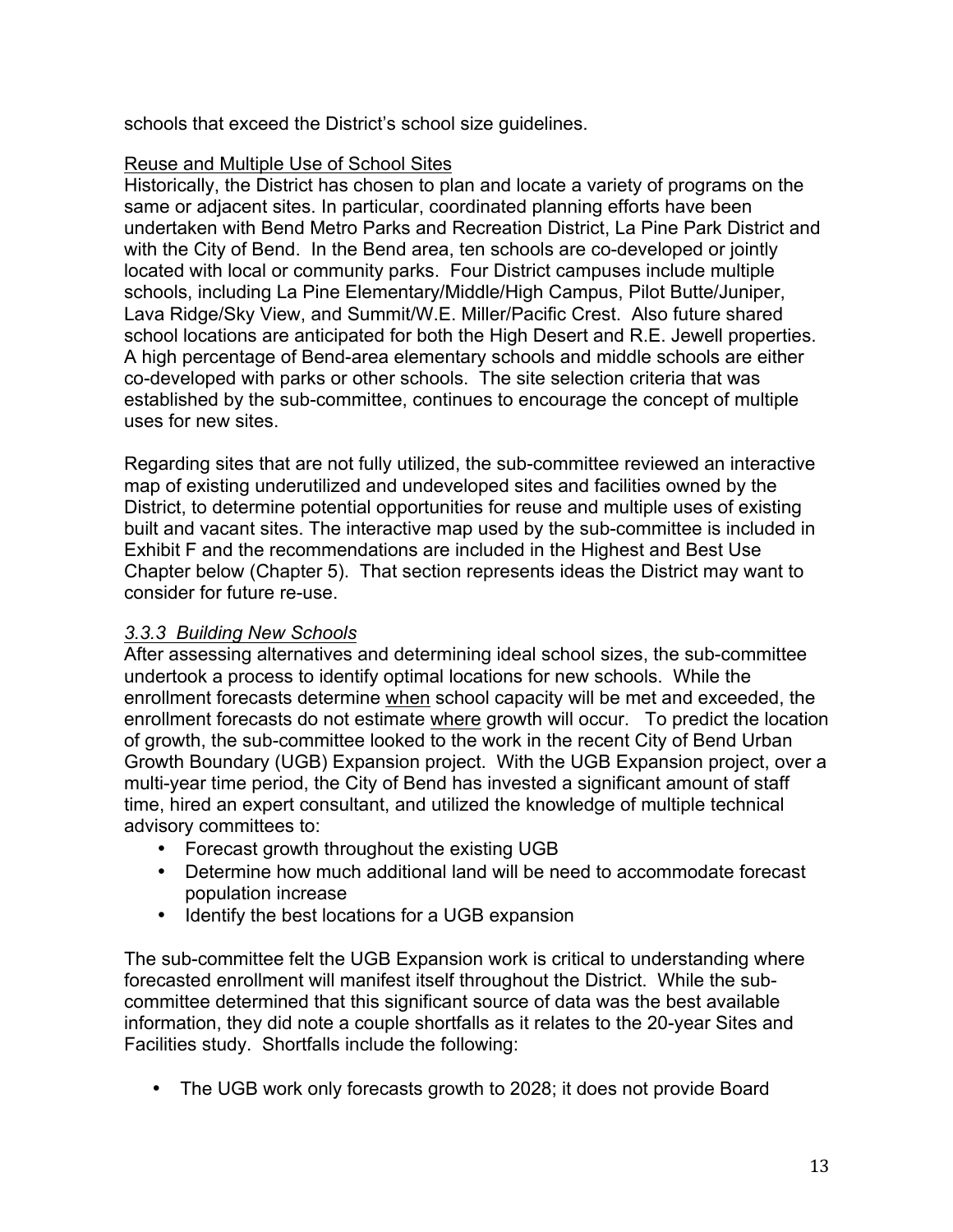schools that exceed the District's school size guidelines.

Reuse and Multiple Use of School Sites

Historically, the District has chosen to plan and locate a variety of programs on the same or adjacent sites. In particular, coordinated planning efforts have been undertaken with Bend Metro Parks and Recreation District, La Pine Park District and with the City of Bend. In the Bend area, ten schools are co-developed or jointly located with local or community parks. Four District campuses include multiple schools, including La Pine Elementary/Middle/High Campus, Pilot Butte/Juniper, Lava Ridge/Sky View, and Summit/W.E. Miller/Pacific Crest. Also future shared school locations are anticipated for both the High Desert and R.E. Jewell properties. A high percentage of Bend-area elementary schools and middle schools are either co-developed with parks or other schools. The site selection criteria that was established by the sub-committee, continues to encourage the concept of multiple uses for new sites.

Regarding sites that are not fully utilized, the sub-committee reviewed an interactive map of existing underutilized and undeveloped sites and facilities owned by the District, to determine potential opportunities for reuse and multiple uses of existing built and vacant sites. The interactive map used by the sub-committee is included in Exhibit F and the recommendations are included in the Highest and Best Use Chapter below (Chapter 5). That section represents ideas the District may want to consider for future re-use.

### *3.3.3 Building New Schools*

After assessing alternatives and determining ideal school sizes, the sub-committee undertook a process to identify optimal locations for new schools. While the enrollment forecasts determine when school capacity will be met and exceeded, the enrollment forecasts do not estimate where growth will occur. To predict the location of growth, the sub-committee looked to the work in the recent City of Bend Urban Growth Boundary (UGB) Expansion project. With the UGB Expansion project, over a multi-year time period, the City of Bend has invested a significant amount of staff time, hired an expert consultant, and utilized the knowledge of multiple technical advisory committees to:

- Forecast growth throughout the existing UGB
- Determine how much additional land will be need to accommodate forecast population increase
- Identify the best locations for a UGB expansion

The sub-committee felt the UGB Expansion work is critical to understanding where forecasted enrollment will manifest itself throughout the District. While the sub-committee determined that this significant source of data was the best available information, they did note a couple shortfalls as it relates to the 20-year Sites and Facilities study. Shortfalls include the following:

- The UGB work only forecasts growth to 2028; it does not provide Board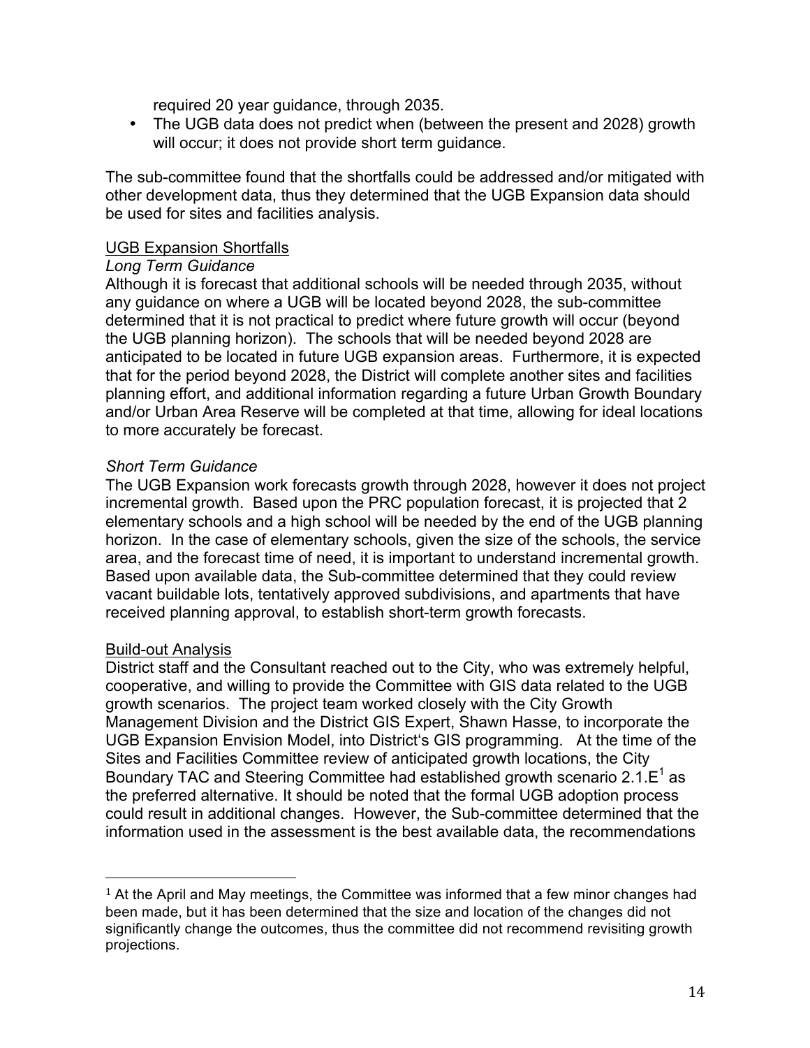required 20 year guidance, through 2035.

- The UGB data does not predict when (between the present and 2028) growth will occur; it does not provide short term guidance.

The sub-committee found that the shortfalls could be addressed and/or mitigated with other development data, thus they determined that the UGB Expansion data should be used for sites and facilities analysis.

UGB Expansion Shortfalls

*Long Term Guidance*

Although it is forecast that additional schools will be needed through 2035, without any guidance on where a UGB will be located beyond 2028, the sub-committee determined that it is not practical to predict where future growth will occur (beyond the UGB planning horizon). The schools that will be needed beyond 2028 are anticipated to be located in future UGB expansion areas. Furthermore, it is expected that for the period beyond 2028, the District will complete another sites and facilities planning effort, and additional information regarding a future Urban Growth Boundary and/or Urban Area Reserve will be completed at that time, allowing for ideal locations to more accurately be forecast.

*Short Term Guidance*

The UGB Expansion work forecasts growth through 2028, however it does not project incremental growth. Based upon the PRC population forecast, it is projected that 2 elementary schools and a high school will be needed by the end of the UGB planning horizon. In the case of elementary schools, given the size of the schools, the service area, and the forecast time of need, it is important to understand incremental growth. Based upon available data, the Sub-committee determined that they could review vacant buildable lots, tentatively approved subdivisions, and apartments that have received planning approval, to establish short-term growth forecasts.

Build-out Analysis

District staff and the Consultant reached out to the City, who was extremely helpful, cooperative, and willing to provide the Committee with GIS data related to the UGB growth scenarios. The project team worked closely with the City Growth Management Division and the District GIS Expert, Shawn Hasse, to incorporate the UGB Expansion Envision Model, into District's GIS programming. At the time of the Sites and Facilities Committee review of anticipated growth locations, the City Boundary TAC and Steering Committee had established growth scenario 2.1.E[1] as the preferred alternative. It should be noted that the formal UGB adoption process could result in additional changes. However, the Sub-committee determined that the information used in the assessment is the best available data, the recommendations

[1] At the April and May meetings, the Committee was informed that a few minor changes had been made, but it has been determined that the size and location of the changes did not significantly change the outcomes, thus the committee did not recommend revisiting growth projections.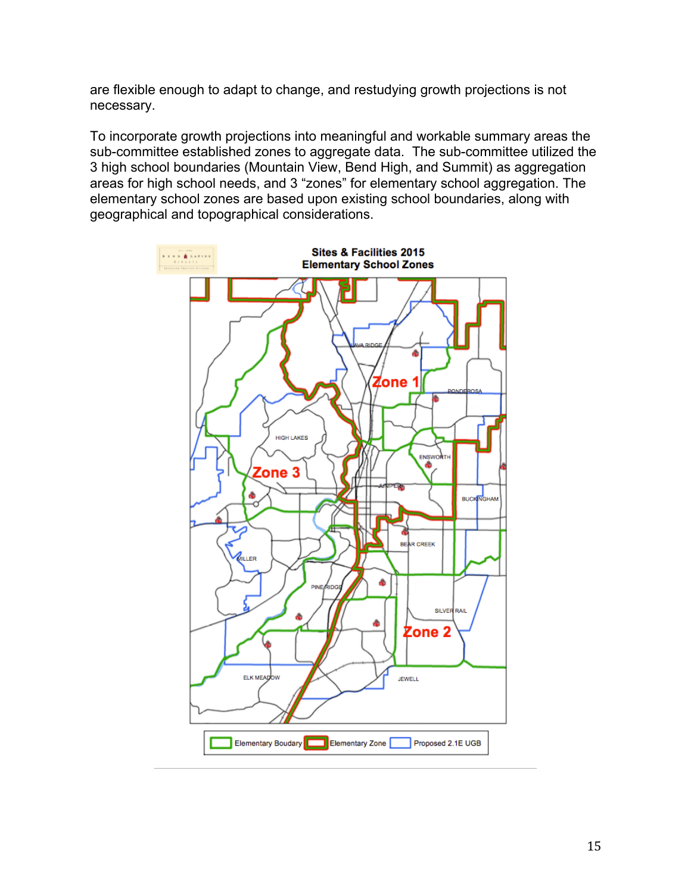are flexible enough to adapt to change, and restudying growth projections is not necessary.

To incorporate growth projections into meaningful and workable summary areas the sub-committee established zones to aggregate data. The sub-committee utilized the 3 high school boundaries (Mountain View, Bend High, and Summit) as aggregation areas for high school needs, and 3 “zones” for elementary school aggregation. The elementary school zones are based upon existing school boundaries, along with geographical and topographical considerations.

**Sites & Facilities 2015**
**Elementary School Zones**

Zone 1, Zone 2, Zone 3

LAVA RIDGE, PONDEROSA, HIGH LAKES, ENSWORTH, JUNIPER, BUCKINGHAM, BEAR CREEK, MILLER, PINE RIDGE, SILVER RAIL, ELK MEADOW, JEWELL

Legend: Elementary Boudary | Elementary Zone | Proposed 2.1E UGB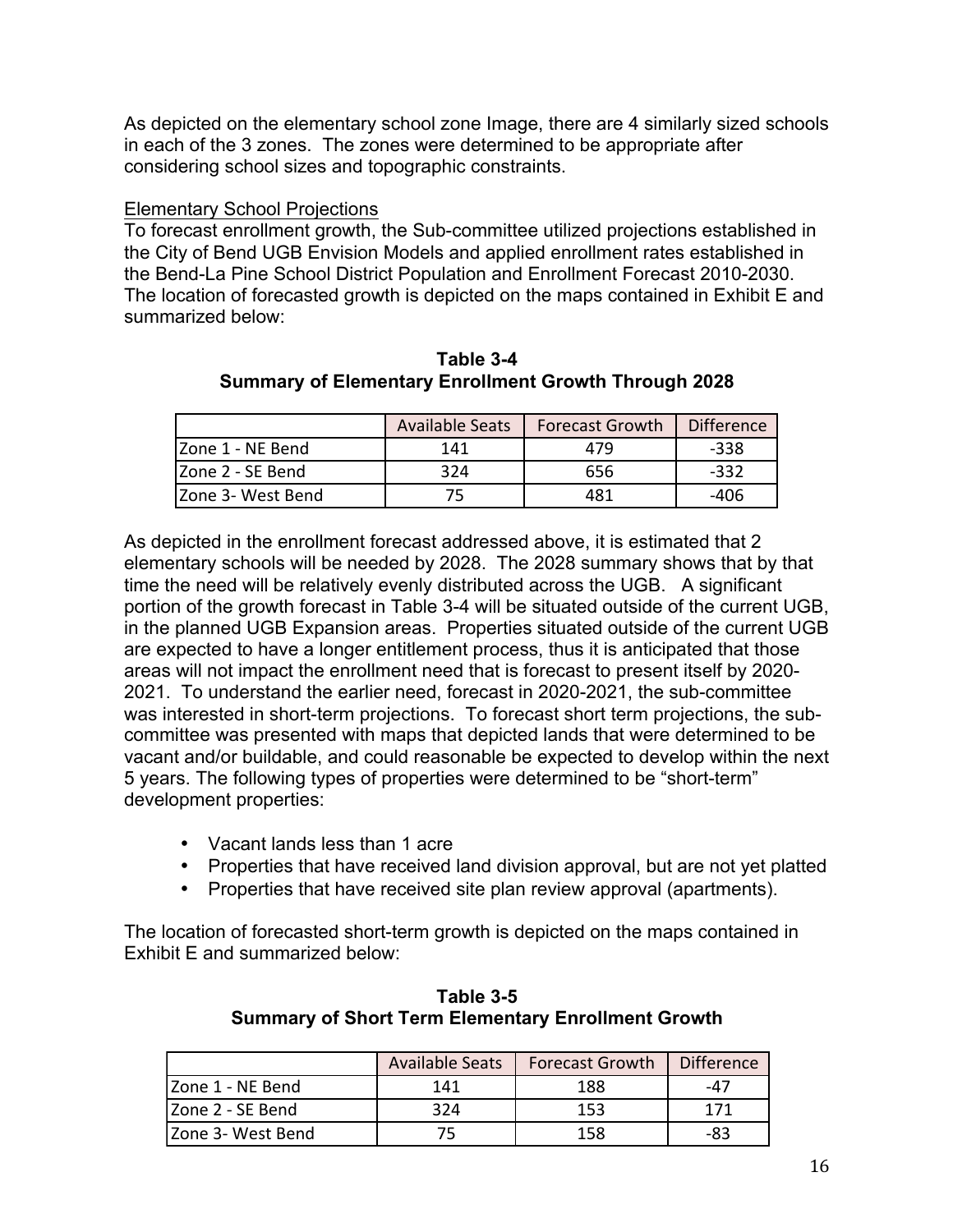As depicted on the elementary school zone Image, there are 4 similarly sized schools in each of the 3 zones. The zones were determined to be appropriate after considering school sizes and topographic constraints.

Elementary School Projections

To forecast enrollment growth, the Sub-committee utilized projections established in the City of Bend UGB Envision Models and applied enrollment rates established in the Bend-La Pine School District Population and Enrollment Forecast 2010-2030. The location of forecasted growth is depicted on the maps contained in Exhibit E and summarized below:

**Table 3-4**
**Summary of Elementary Enrollment Growth Through 2028**

| | Available Seats | Forecast Growth | Difference |
|---|---|---|---|
| Zone 1 - NE Bend | 141 | 479 | -338 |
| Zone 2 - SE Bend | 324 | 656 | -332 |
| Zone 3- West Bend | 75 | 481 | -406 |

As depicted in the enrollment forecast addressed above, it is estimated that 2 elementary schools will be needed by 2028. The 2028 summary shows that by that time the need will be relatively evenly distributed across the UGB. A significant portion of the growth forecast in Table 3-4 will be situated outside of the current UGB, in the planned UGB Expansion areas. Properties situated outside of the current UGB are expected to have a longer entitlement process, thus it is anticipated that those areas will not impact the enrollment need that is forecast to present itself by 2020-2021. To understand the earlier need, forecast in 2020-2021, the sub-committee was interested in short-term projections. To forecast short term projections, the sub-committee was presented with maps that depicted lands that were determined to be vacant and/or buildable, and could reasonable be expected to develop within the next 5 years. The following types of properties were determined to be "short-term" development properties:

- Vacant lands less than 1 acre
- Properties that have received land division approval, but are not yet platted
- Properties that have received site plan review approval (apartments).

The location of forecasted short-term growth is depicted on the maps contained in Exhibit E and summarized below:

**Table 3-5**
**Summary of Short Term Elementary Enrollment Growth**

| | Available Seats | Forecast Growth | Difference |
|---|---|---|---|
| Zone 1 - NE Bend | 141 | 188 | -47 |
| Zone 2 - SE Bend | 324 | 153 | 171 |
| Zone 3- West Bend | 75 | 158 | -83 |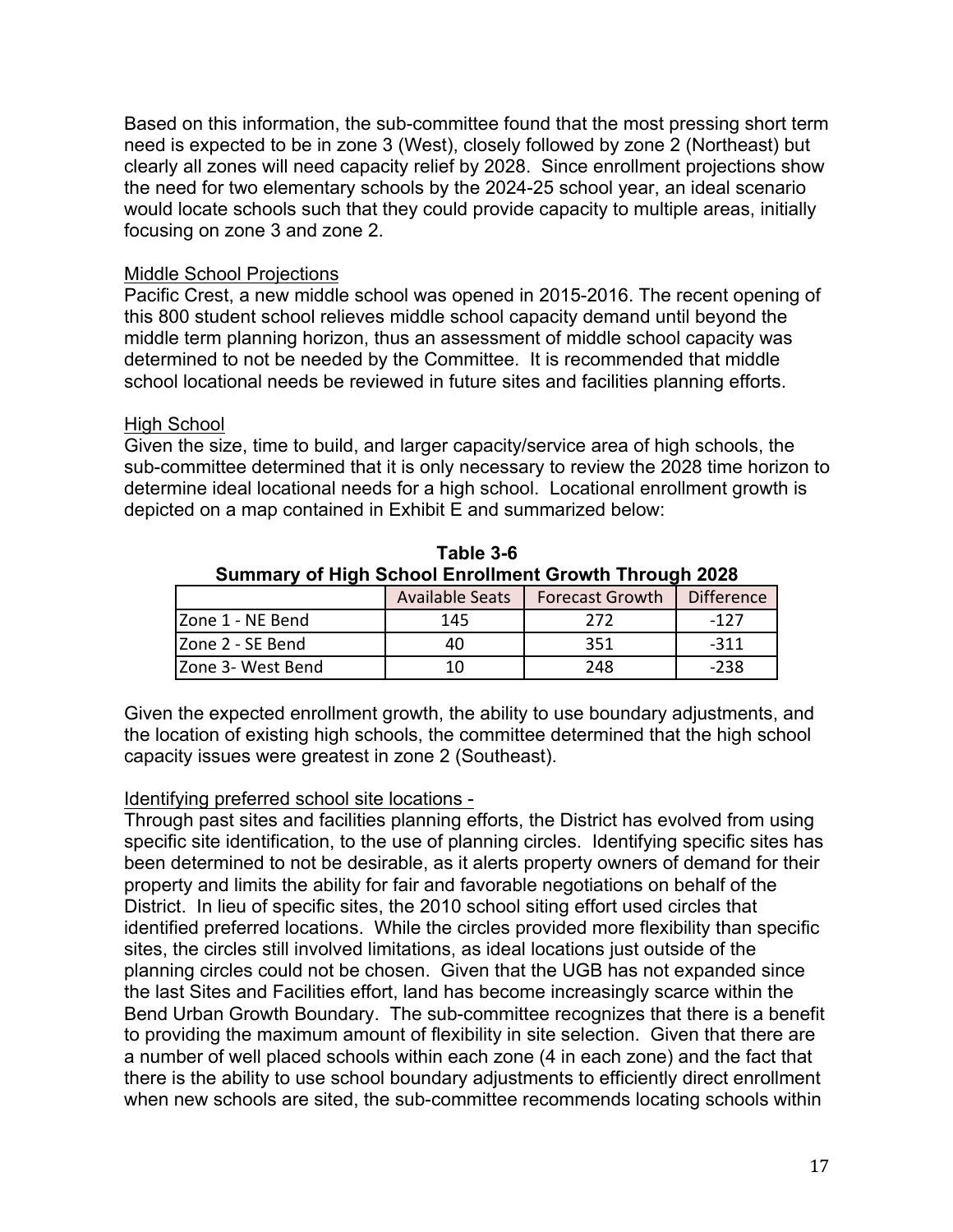Based on this information, the sub-committee found that the most pressing short term need is expected to be in zone 3 (West), closely followed by zone 2 (Northeast) but clearly all zones will need capacity relief by 2028. Since enrollment projections show the need for two elementary schools by the 2024-25 school year, an ideal scenario would locate schools such that they could provide capacity to multiple areas, initially focusing on zone 3 and zone 2.

Middle School Projections

Pacific Crest, a new middle school was opened in 2015-2016. The recent opening of this 800 student school relieves middle school capacity demand until beyond the middle term planning horizon, thus an assessment of middle school capacity was determined to not be needed by the Committee. It is recommended that middle school locational needs be reviewed in future sites and facilities planning efforts.

High School

Given the size, time to build, and larger capacity/service area of high schools, the sub-committee determined that it is only necessary to review the 2028 time horizon to determine ideal locational needs for a high school. Locational enrollment growth is depicted on a map contained in Exhibit E and summarized below:

**Table 3-6**
**Summary of High School Enrollment Growth Through 2028**

| | Available Seats | Forecast Growth | Difference |
|---|---|---|---|
| Zone 1 - NE Bend | 145 | 272 | -127 |
| Zone 2 - SE Bend | 40 | 351 | -311 |
| Zone 3- West Bend | 10 | 248 | -238 |

Given the expected enrollment growth, the ability to use boundary adjustments, and the location of existing high schools, the committee determined that the high school capacity issues were greatest in zone 2 (Southeast).

Identifying preferred school site locations -

Through past sites and facilities planning efforts, the District has evolved from using specific site identification, to the use of planning circles. Identifying specific sites has been determined to not be desirable, as it alerts property owners of demand for their property and limits the ability for fair and favorable negotiations on behalf of the District. In lieu of specific sites, the 2010 school siting effort used circles that identified preferred locations. While the circles provided more flexibility than specific sites, the circles still involved limitations, as ideal locations just outside of the planning circles could not be chosen. Given that the UGB has not expanded since the last Sites and Facilities effort, land has become increasingly scarce within the Bend Urban Growth Boundary. The sub-committee recognizes that there is a benefit to providing the maximum amount of flexibility in site selection. Given that there are a number of well placed schools within each zone (4 in each zone) and the fact that there is the ability to use school boundary adjustments to efficiently direct enrollment when new schools are sited, the sub-committee recommends locating schools within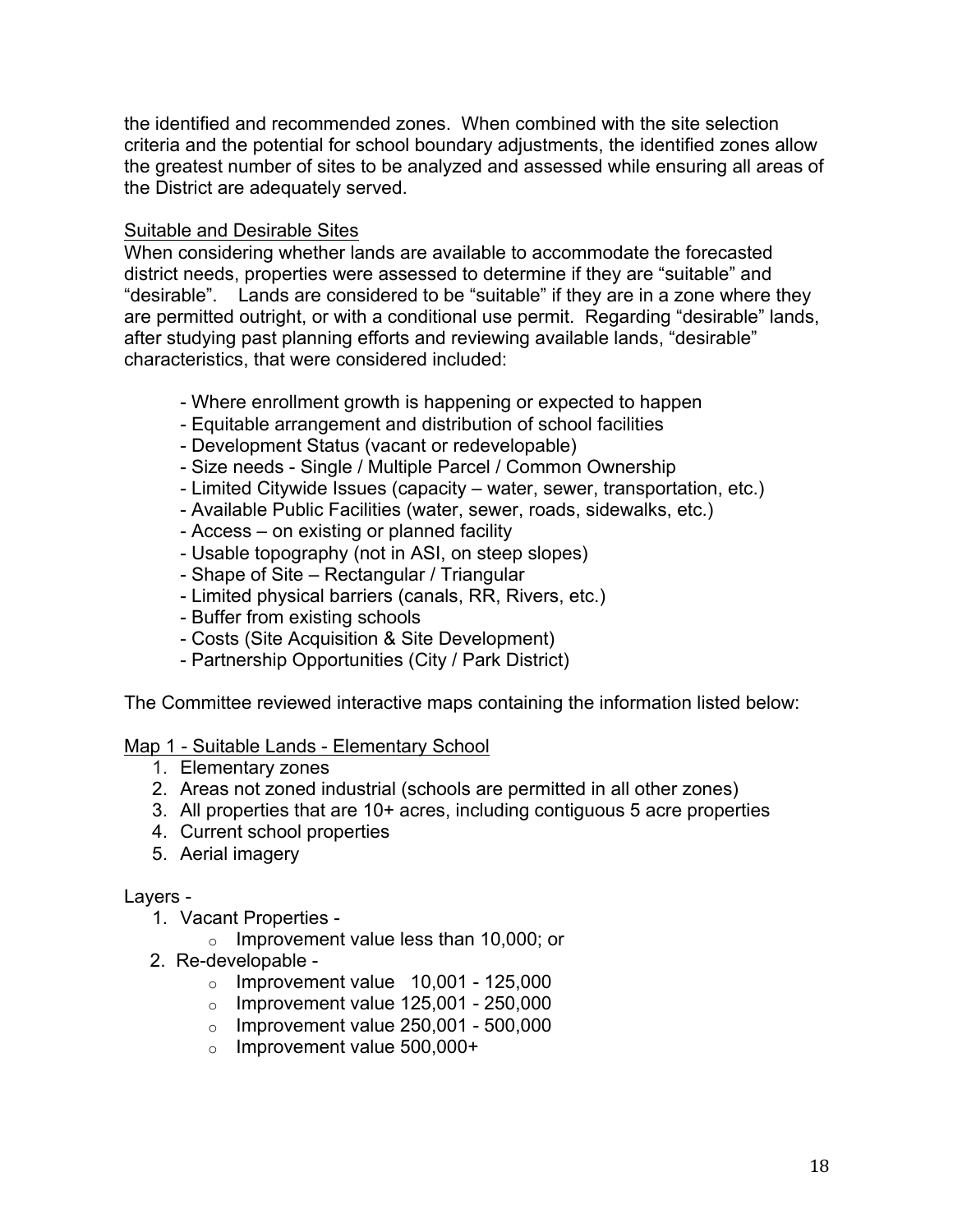the identified and recommended zones. When combined with the site selection criteria and the potential for school boundary adjustments, the identified zones allow the greatest number of sites to be analyzed and assessed while ensuring all areas of the District are adequately served.

Suitable and Desirable Sites

When considering whether lands are available to accommodate the forecasted district needs, properties were assessed to determine if they are "suitable" and "desirable". Lands are considered to be "suitable" if they are in a zone where they are permitted outright, or with a conditional use permit. Regarding "desirable" lands, after studying past planning efforts and reviewing available lands, "desirable" characteristics, that were considered included:

- Where enrollment growth is happening or expected to happen
- Equitable arrangement and distribution of school facilities
- Development Status (vacant or redevelopable)
- Size needs - Single / Multiple Parcel / Common Ownership
- Limited Citywide Issues (capacity – water, sewer, transportation, etc.)
- Available Public Facilities (water, sewer, roads, sidewalks, etc.)
- Access – on existing or planned facility
- Usable topography (not in ASI, on steep slopes)
- Shape of Site – Rectangular / Triangular
- Limited physical barriers (canals, RR, Rivers, etc.)
- Buffer from existing schools
- Costs (Site Acquisition & Site Development)
- Partnership Opportunities (City / Park District)

The Committee reviewed interactive maps containing the information listed below:

Map 1 - Suitable Lands - Elementary School

1. Elementary zones
2. Areas not zoned industrial (schools are permitted in all other zones)
3. All properties that are 10+ acres, including contiguous 5 acre properties
4. Current school properties
5. Aerial imagery

Layers -

1. Vacant Properties -
   - Improvement value less than 10,000; or
2. Re-developable -
   - Improvement value 10,001 - 125,000
   - Improvement value 125,001 - 250,000
   - Improvement value 250,001 - 500,000
   - Improvement value 500,000+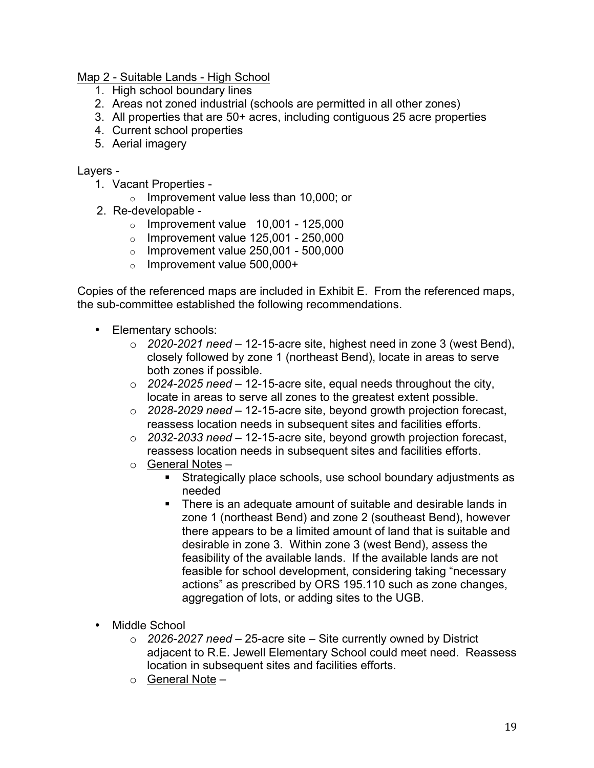<u>Map 2 - Suitable Lands - High School</u>

1. High school boundary lines
2. Areas not zoned industrial (schools are permitted in all other zones)
3. All properties that are 50+ acres, including contiguous 25 acre properties
4. Current school properties
5. Aerial imagery

Layers -

1. Vacant Properties -
   - Improvement value less than 10,000; or
2. Re-developable -
   - Improvement value 10,001 - 125,000
   - Improvement value 125,001 - 250,000
   - Improvement value 250,001 - 500,000
   - Improvement value 500,000+

Copies of the referenced maps are included in Exhibit E. From the referenced maps, the sub-committee established the following recommendations.

- Elementary schools:
  - *2020-2021 need* – 12-15-acre site, highest need in zone 3 (west Bend), closely followed by zone 1 (northeast Bend), locate in areas to serve both zones if possible.
  - *2024-2025 need* – 12-15-acre site, equal needs throughout the city, locate in areas to serve all zones to the greatest extent possible.
  - *2028-2029 need* – 12-15-acre site, beyond growth projection forecast, reassess location needs in subsequent sites and facilities efforts.
  - *2032-2033 need* – 12-15-acre site, beyond growth projection forecast, reassess location needs in subsequent sites and facilities efforts.
  - <u>General Notes</u> –
    - Strategically place schools, use school boundary adjustments as needed
    - There is an adequate amount of suitable and desirable lands in zone 1 (northeast Bend) and zone 2 (southeast Bend), however there appears to be a limited amount of land that is suitable and desirable in zone 3. Within zone 3 (west Bend), assess the feasibility of the available lands. If the available lands are not feasible for school development, considering taking "necessary actions" as prescribed by ORS 195.110 such as zone changes, aggregation of lots, or adding sites to the UGB.

- Middle School
  - *2026-2027 need* – 25-acre site – Site currently owned by District adjacent to R.E. Jewell Elementary School could meet need. Reassess location in subsequent sites and facilities efforts.
  - <u>General Note</u> –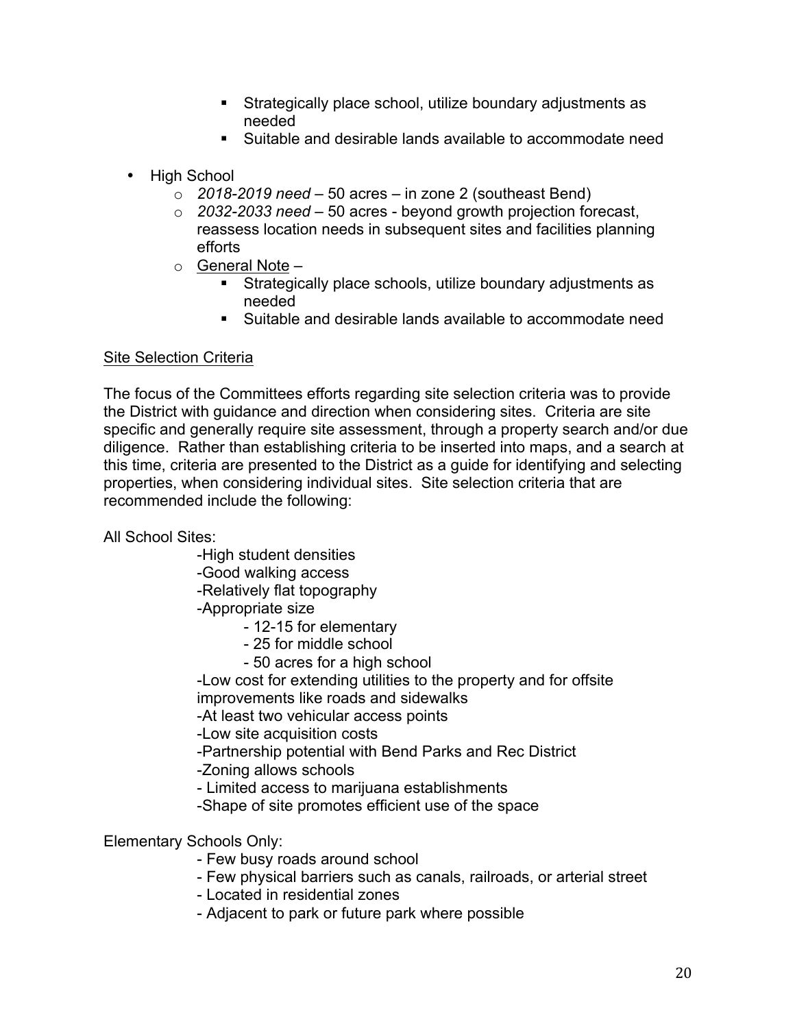- Strategically place school, utilize boundary adjustments as needed
    - Suitable and desirable lands available to accommodate need

- High School
  - *2018-2019 need* – 50 acres – in zone 2 (southeast Bend)
  - *2032-2033 need* – 50 acres - beyond growth projection forecast, reassess location needs in subsequent sites and facilities planning efforts
  - General Note –
    - Strategically place schools, utilize boundary adjustments as needed
    - Suitable and desirable lands available to accommodate need

Site Selection Criteria

The focus of the Committees efforts regarding site selection criteria was to provide the District with guidance and direction when considering sites. Criteria are site specific and generally require site assessment, through a property search and/or due diligence. Rather than establishing criteria to be inserted into maps, and a search at this time, criteria are presented to the District as a guide for identifying and selecting properties, when considering individual sites. Site selection criteria that are recommended include the following:

All School Sites:

-High student densities
-Good walking access
-Relatively flat topography
-Appropriate size
- 12-15 for elementary
- 25 for middle school
- 50 acres for a high school
-Low cost for extending utilities to the property and for offsite improvements like roads and sidewalks
-At least two vehicular access points
-Low site acquisition costs
-Partnership potential with Bend Parks and Rec District
-Zoning allows schools
- Limited access to marijuana establishments
-Shape of site promotes efficient use of the space

Elementary Schools Only:

- Few busy roads around school
- Few physical barriers such as canals, railroads, or arterial street
- Located in residential zones
- Adjacent to park or future park where possible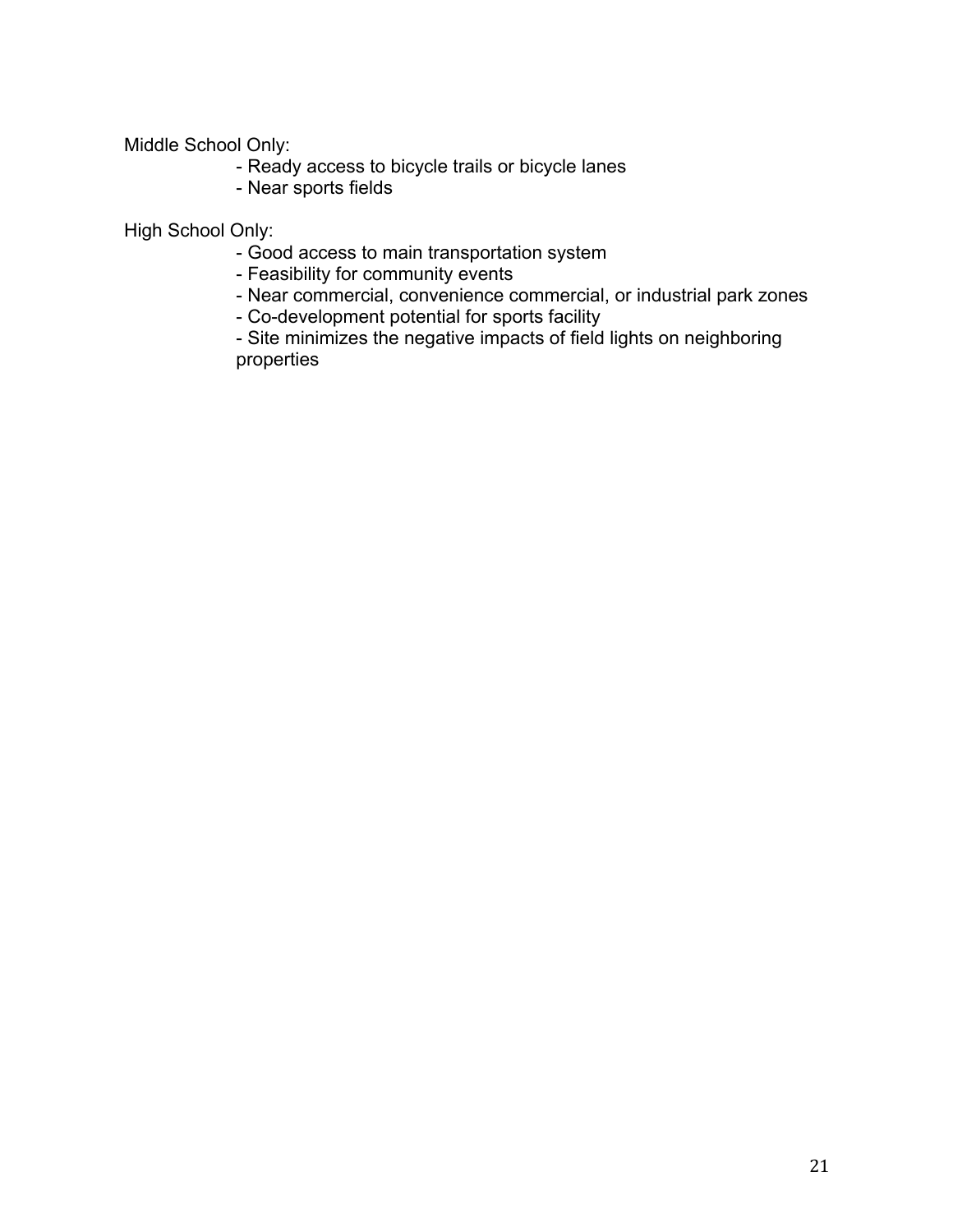Middle School Only:

- Ready access to bicycle trails or bicycle lanes
- Near sports fields

High School Only:

- Good access to main transportation system
- Feasibility for community events
- Near commercial, convenience commercial, or industrial park zones
- Co-development potential for sports facility
- Site minimizes the negative impacts of field lights on neighboring properties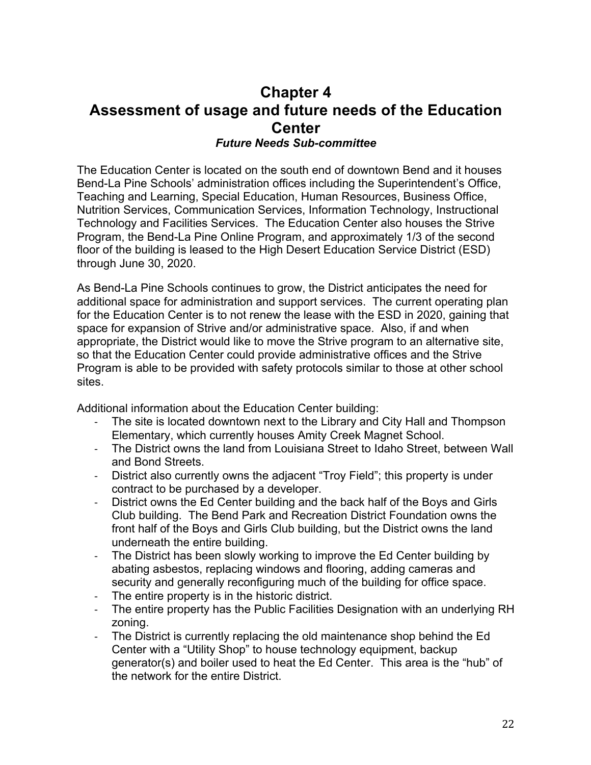# Chapter 4
# Assessment of usage and future needs of the Education Center

***Future Needs Sub-committee***

The Education Center is located on the south end of downtown Bend and it houses Bend-La Pine Schools' administration offices including the Superintendent's Office, Teaching and Learning, Special Education, Human Resources, Business Office, Nutrition Services, Communication Services, Information Technology, Instructional Technology and Facilities Services. The Education Center also houses the Strive Program, the Bend-La Pine Online Program, and approximately 1/3 of the second floor of the building is leased to the High Desert Education Service District (ESD) through June 30, 2020.

As Bend-La Pine Schools continues to grow, the District anticipates the need for additional space for administration and support services. The current operating plan for the Education Center is to not renew the lease with the ESD in 2020, gaining that space for expansion of Strive and/or administrative space. Also, if and when appropriate, the District would like to move the Strive program to an alternative site, so that the Education Center could provide administrative offices and the Strive Program is able to be provided with safety protocols similar to those at other school sites.

Additional information about the Education Center building:

- The site is located downtown next to the Library and City Hall and Thompson Elementary, which currently houses Amity Creek Magnet School.
- The District owns the land from Louisiana Street to Idaho Street, between Wall and Bond Streets.
- District also currently owns the adjacent "Troy Field"; this property is under contract to be purchased by a developer.
- District owns the Ed Center building and the back half of the Boys and Girls Club building. The Bend Park and Recreation District Foundation owns the front half of the Boys and Girls Club building, but the District owns the land underneath the entire building.
- The District has been slowly working to improve the Ed Center building by abating asbestos, replacing windows and flooring, adding cameras and security and generally reconfiguring much of the building for office space.
- The entire property is in the historic district.
- The entire property has the Public Facilities Designation with an underlying RH zoning.
- The District is currently replacing the old maintenance shop behind the Ed Center with a "Utility Shop" to house technology equipment, backup generator(s) and boiler used to heat the Ed Center. This area is the "hub" of the network for the entire District.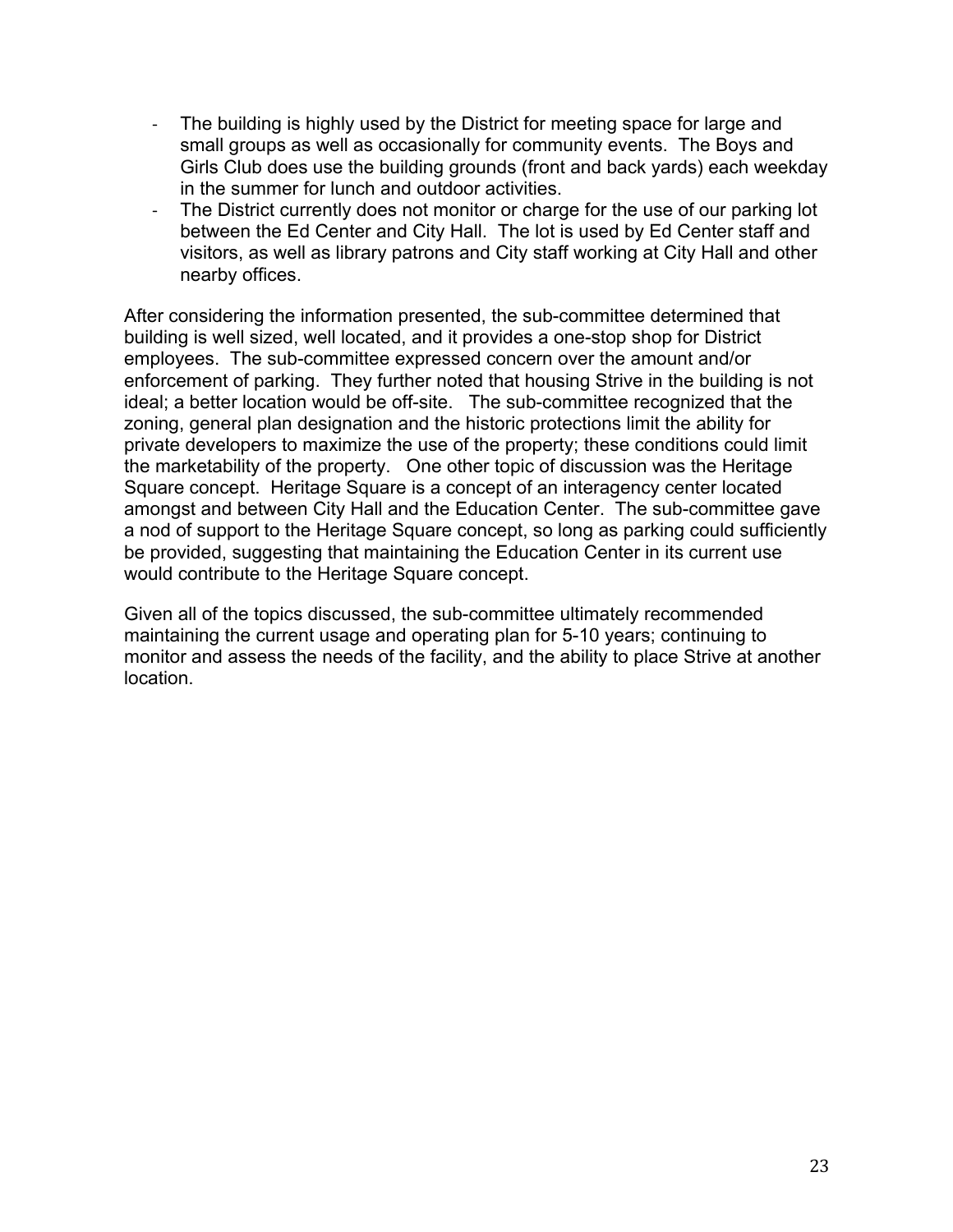- The building is highly used by the District for meeting space for large and small groups as well as occasionally for community events. The Boys and Girls Club does use the building grounds (front and back yards) each weekday in the summer for lunch and outdoor activities.
- The District currently does not monitor or charge for the use of our parking lot between the Ed Center and City Hall. The lot is used by Ed Center staff and visitors, as well as library patrons and City staff working at City Hall and other nearby offices.

After considering the information presented, the sub-committee determined that building is well sized, well located, and it provides a one-stop shop for District employees. The sub-committee expressed concern over the amount and/or enforcement of parking. They further noted that housing Strive in the building is not ideal; a better location would be off-site. The sub-committee recognized that the zoning, general plan designation and the historic protections limit the ability for private developers to maximize the use of the property; these conditions could limit the marketability of the property. One other topic of discussion was the Heritage Square concept. Heritage Square is a concept of an interagency center located amongst and between City Hall and the Education Center. The sub-committee gave a nod of support to the Heritage Square concept, so long as parking could sufficiently be provided, suggesting that maintaining the Education Center in its current use would contribute to the Heritage Square concept.

Given all of the topics discussed, the sub-committee ultimately recommended maintaining the current usage and operating plan for 5-10 years; continuing to monitor and assess the needs of the facility, and the ability to place Strive at another location.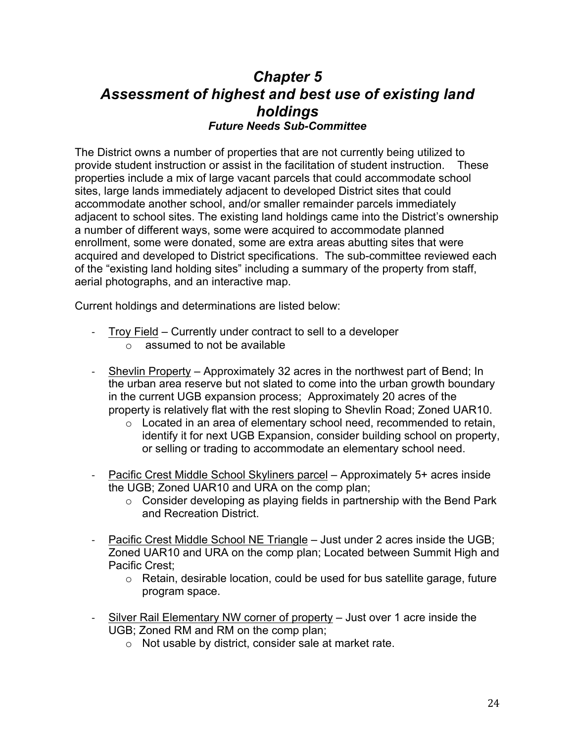# *Chapter 5*
# *Assessment of highest and best use of existing land holdings*
### *Future Needs Sub-Committee*

The District owns a number of properties that are not currently being utilized to provide student instruction or assist in the facilitation of student instruction. These properties include a mix of large vacant parcels that could accommodate school sites, large lands immediately adjacent to developed District sites that could accommodate another school, and/or smaller remainder parcels immediately adjacent to school sites. The existing land holdings came into the District's ownership a number of different ways, some were acquired to accommodate planned enrollment, some were donated, some are extra areas abutting sites that were acquired and developed to District specifications. The sub-committee reviewed each of the "existing land holding sites" including a summary of the property from staff, aerial photographs, and an interactive map.

Current holdings and determinations are listed below:

- <u>Troy Field</u> – Currently under contract to sell to a developer
  - assumed to not be available
- <u>Shevlin Property</u> – Approximately 32 acres in the northwest part of Bend; In the urban area reserve but not slated to come into the urban growth boundary in the current UGB expansion process; Approximately 20 acres of the property is relatively flat with the rest sloping to Shevlin Road; Zoned UAR10.
  - Located in an area of elementary school need, recommended to retain, identify it for next UGB Expansion, consider building school on property, or selling or trading to accommodate an elementary school need.
- <u>Pacific Crest Middle School Skyliners parcel</u> – Approximately 5+ acres inside the UGB; Zoned UAR10 and URA on the comp plan;
  - Consider developing as playing fields in partnership with the Bend Park and Recreation District.
- <u>Pacific Crest Middle School NE Triangle</u> – Just under 2 acres inside the UGB; Zoned UAR10 and URA on the comp plan; Located between Summit High and Pacific Crest;
  - Retain, desirable location, could be used for bus satellite garage, future program space.
- <u>Silver Rail Elementary NW corner of property</u> – Just over 1 acre inside the UGB; Zoned RM and RM on the comp plan;
  - Not usable by district, consider sale at market rate.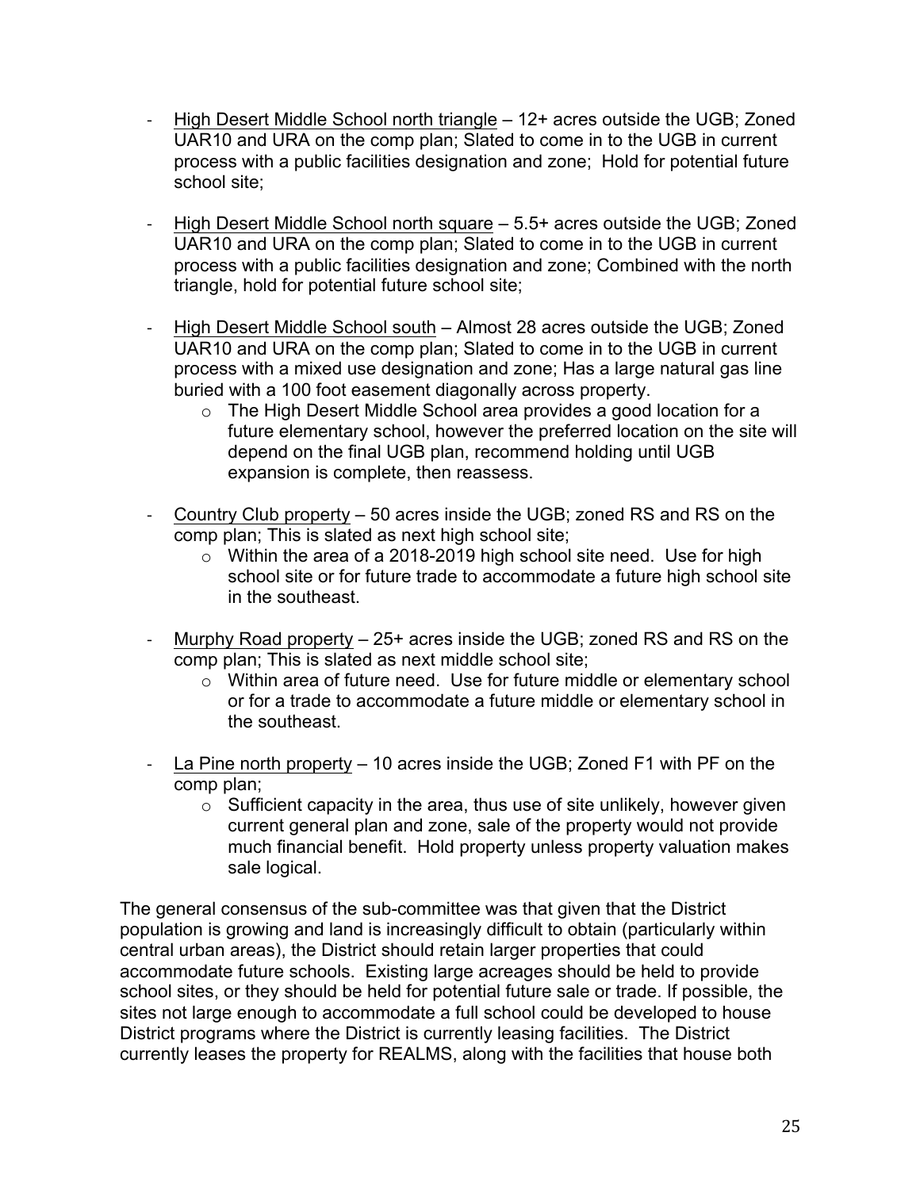- High Desert Middle School north triangle – 12+ acres outside the UGB; Zoned UAR10 and URA on the comp plan; Slated to come in to the UGB in current process with a public facilities designation and zone; Hold for potential future school site;

- High Desert Middle School north square – 5.5+ acres outside the UGB; Zoned UAR10 and URA on the comp plan; Slated to come in to the UGB in current process with a public facilities designation and zone; Combined with the north triangle, hold for potential future school site;

- High Desert Middle School south – Almost 28 acres outside the UGB; Zoned UAR10 and URA on the comp plan; Slated to come in to the UGB in current process with a mixed use designation and zone; Has a large natural gas line buried with a 100 foot easement diagonally across property.
  - The High Desert Middle School area provides a good location for a future elementary school, however the preferred location on the site will depend on the final UGB plan, recommend holding until UGB expansion is complete, then reassess.

- Country Club property – 50 acres inside the UGB; zoned RS and RS on the comp plan; This is slated as next high school site;
  - Within the area of a 2018-2019 high school site need. Use for high school site or for future trade to accommodate a future high school site in the southeast.

- Murphy Road property – 25+ acres inside the UGB; zoned RS and RS on the comp plan; This is slated as next middle school site;
  - Within area of future need. Use for future middle or elementary school or for a trade to accommodate a future middle or elementary school in the southeast.

- La Pine north property – 10 acres inside the UGB; Zoned F1 with PF on the comp plan;
  - Sufficient capacity in the area, thus use of site unlikely, however given current general plan and zone, sale of the property would not provide much financial benefit. Hold property unless property valuation makes sale logical.

The general consensus of the sub-committee was that given that the District population is growing and land is increasingly difficult to obtain (particularly within central urban areas), the District should retain larger properties that could accommodate future schools. Existing large acreages should be held to provide school sites, or they should be held for potential future sale or trade. If possible, the sites not large enough to accommodate a full school could be developed to house District programs where the District is currently leasing facilities. The District currently leases the property for REALMS, along with the facilities that house both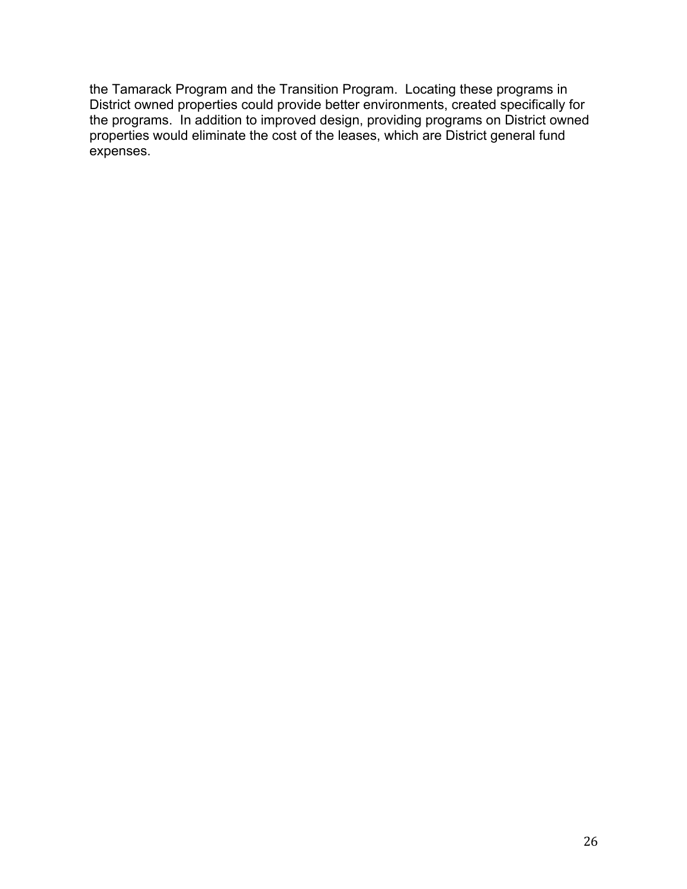the Tamarack Program and the Transition Program. Locating these programs in District owned properties could provide better environments, created specifically for the programs. In addition to improved design, providing programs on District owned properties would eliminate the cost of the leases, which are District general fund expenses.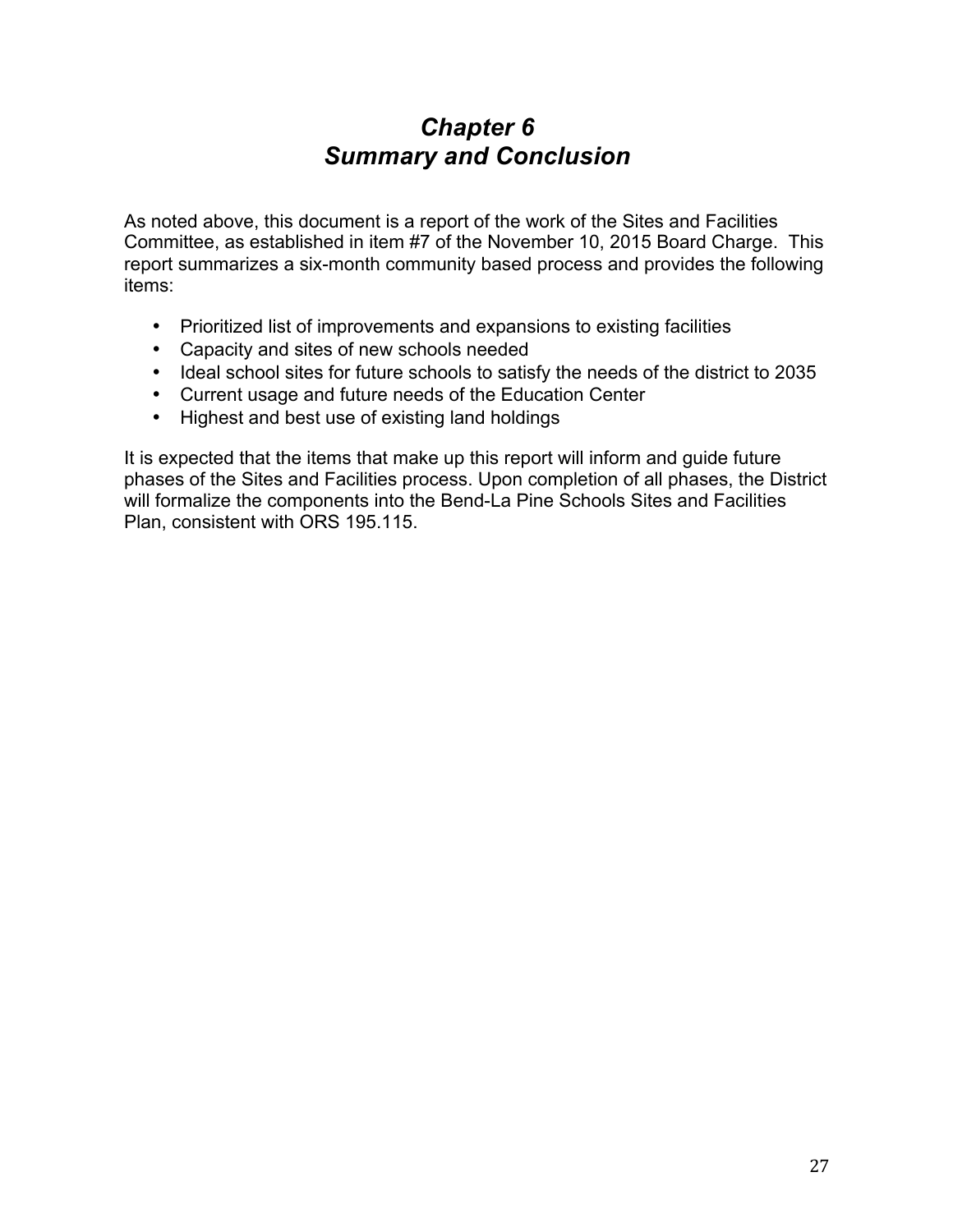# *Chapter 6*
# *Summary and Conclusion*

As noted above, this document is a report of the work of the Sites and Facilities Committee, as established in item #7 of the November 10, 2015 Board Charge. This report summarizes a six-month community based process and provides the following items:

- Prioritized list of improvements and expansions to existing facilities
- Capacity and sites of new schools needed
- Ideal school sites for future schools to satisfy the needs of the district to 2035
- Current usage and future needs of the Education Center
- Highest and best use of existing land holdings

It is expected that the items that make up this report will inform and guide future phases of the Sites and Facilities process. Upon completion of all phases, the District will formalize the components into the Bend-La Pine Schools Sites and Facilities Plan, consistent with ORS 195.115.